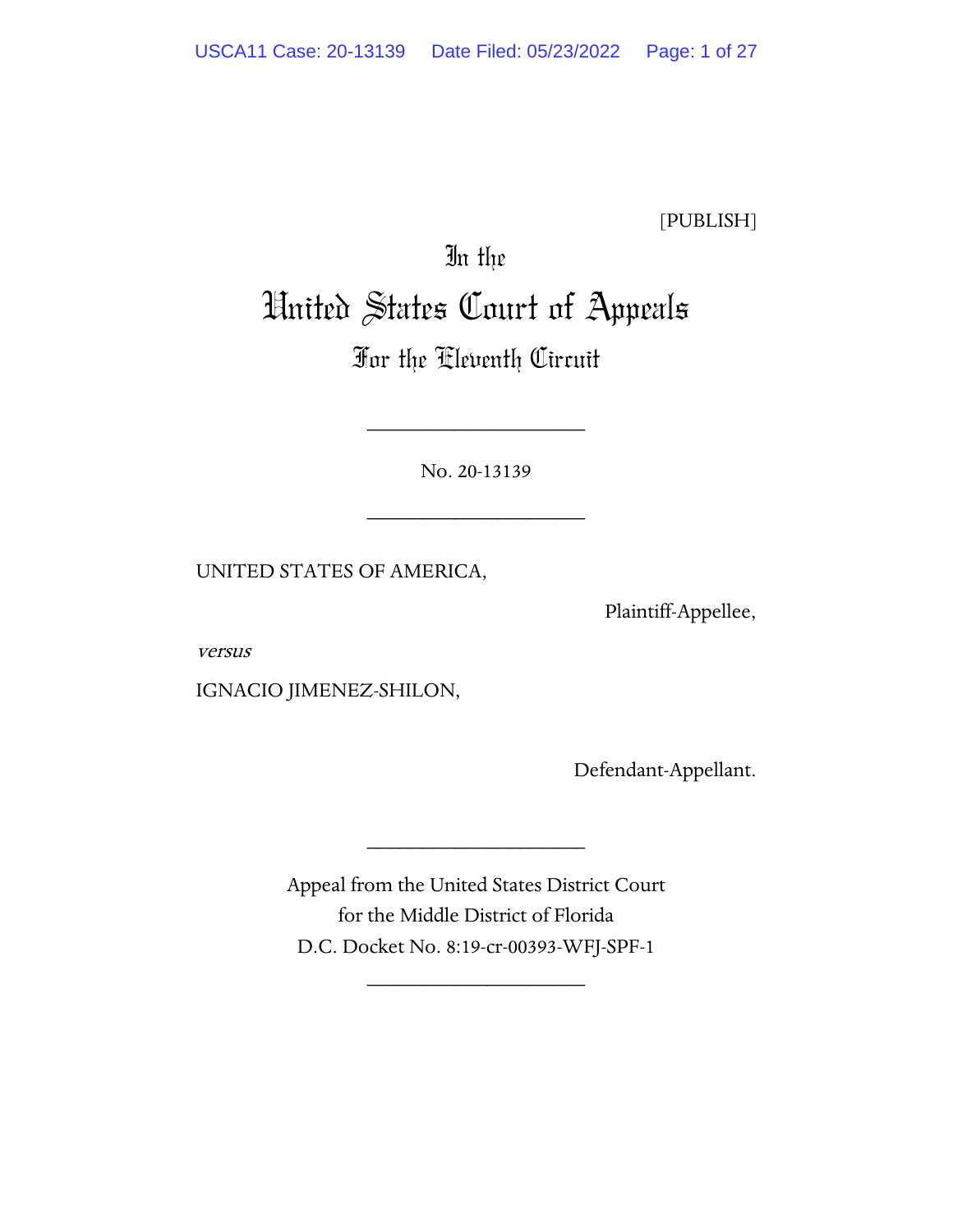[PUBLISH]

In the

# United States Court of Appeals

## For the Eleventh Circuit

____________________

No. 20-13139

____________________

UNITED STATES OF AMERICA,

Plaintiff-Appellee,

*versus*

IGNACIO JIMENEZ-SHILON,

Defendant-Appellant.

____________________

Appeal from the United States District Court
for the Middle District of Florida
D.C. Docket No. 8:19-cr-00393-WFJ-SPF-1

____________________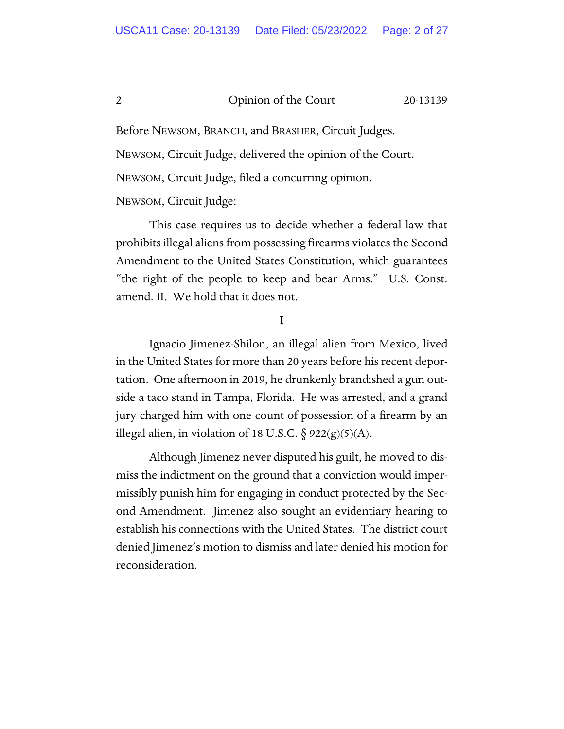Before NEWSOM, BRANCH, and BRASHER, Circuit Judges.

NEWSOM, Circuit Judge, delivered the opinion of the Court.

NEWSOM, Circuit Judge, filed a concurring opinion.

NEWSOM, Circuit Judge:

This case requires us to decide whether a federal law that prohibits illegal aliens from possessing firearms violates the Second Amendment to the United States Constitution, which guarantees "the right of the people to keep and bear Arms." U.S. Const. amend. II. We hold that it does not.

# I

Ignacio Jimenez-Shilon, an illegal alien from Mexico, lived in the United States for more than 20 years before his recent deportation. One afternoon in 2019, he drunkenly brandished a gun outside a taco stand in Tampa, Florida. He was arrested, and a grand jury charged him with one count of possession of a firearm by an illegal alien, in violation of 18 U.S.C. § 922(g)(5)(A).

Although Jimenez never disputed his guilt, he moved to dismiss the indictment on the ground that a conviction would impermissibly punish him for engaging in conduct protected by the Second Amendment. Jimenez also sought an evidentiary hearing to establish his connections with the United States. The district court denied Jimenez's motion to dismiss and later denied his motion for reconsideration.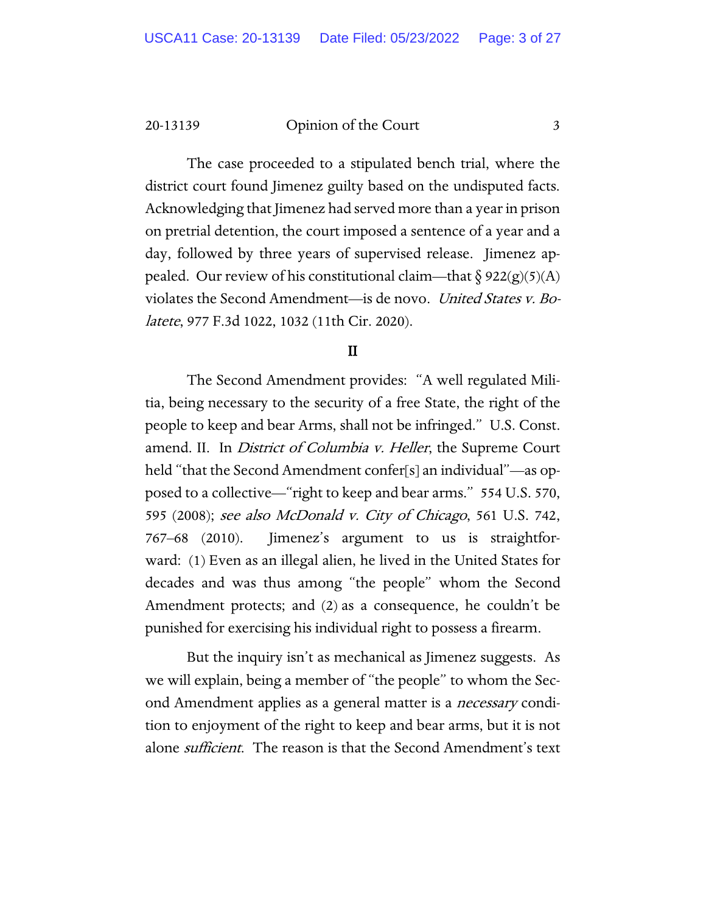The case proceeded to a stipulated bench trial, where the district court found Jimenez guilty based on the undisputed facts. Acknowledging that Jimenez had served more than a year in prison on pretrial detention, the court imposed a sentence of a year and a day, followed by three years of supervised release. Jimenez appealed. Our review of his constitutional claim—that § 922(g)(5)(A) violates the Second Amendment—is de novo. *United States v. Bolatete*, 977 F.3d 1022, 1032 (11th Cir. 2020).

## II

The Second Amendment provides: "A well regulated Militia, being necessary to the security of a free State, the right of the people to keep and bear Arms, shall not be infringed." U.S. Const. amend. II. In *District of Columbia v. Heller*, the Supreme Court held "that the Second Amendment confer[s] an individual"—as opposed to a collective—"right to keep and bear arms." 554 U.S. 570, 595 (2008); *see also McDonald v. City of Chicago*, 561 U.S. 742, 767–68 (2010). Jimenez's argument to us is straightforward: (1) Even as an illegal alien, he lived in the United States for decades and was thus among "the people" whom the Second Amendment protects; and (2) as a consequence, he couldn't be punished for exercising his individual right to possess a firearm.

But the inquiry isn't as mechanical as Jimenez suggests. As we will explain, being a member of "the people" to whom the Second Amendment applies as a general matter is a *necessary* condition to enjoyment of the right to keep and bear arms, but it is not alone *sufficient*. The reason is that the Second Amendment's text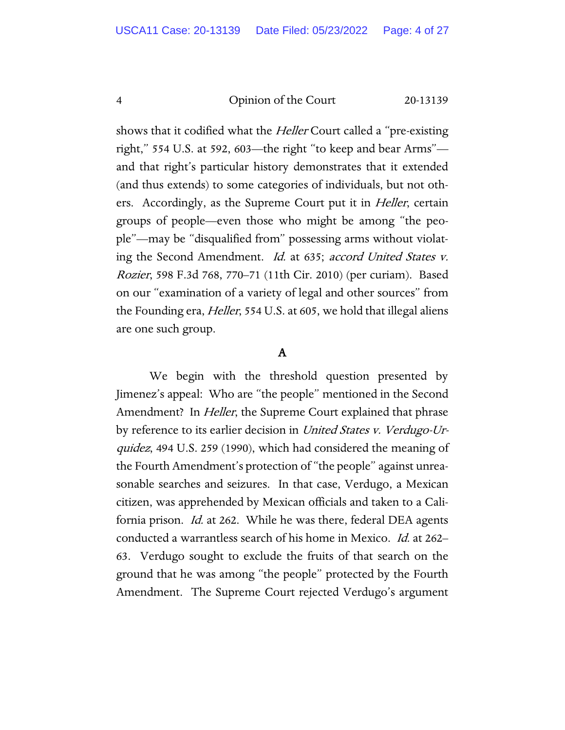shows that it codified what the *Heller* Court called a "pre-existing right," 554 U.S. at 592, 603—the right "to keep and bear Arms"—and that right's particular history demonstrates that it extended (and thus extends) to some categories of individuals, but not others. Accordingly, as the Supreme Court put it in *Heller*, certain groups of people—even those who might be among "the people"—may be "disqualified from" possessing arms without violating the Second Amendment. *Id.* at 635; *accord United States v. Rozier*, 598 F.3d 768, 770–71 (11th Cir. 2010) (per curiam). Based on our "examination of a variety of legal and other sources" from the Founding era, *Heller*, 554 U.S. at 605, we hold that illegal aliens are one such group.

## A

We begin with the threshold question presented by Jimenez's appeal: Who are "the people" mentioned in the Second Amendment? In *Heller*, the Supreme Court explained that phrase by reference to its earlier decision in *United States v. Verdugo-Urquidez*, 494 U.S. 259 (1990), which had considered the meaning of the Fourth Amendment's protection of "the people" against unreasonable searches and seizures. In that case, Verdugo, a Mexican citizen, was apprehended by Mexican officials and taken to a California prison. *Id.* at 262. While he was there, federal DEA agents conducted a warrantless search of his home in Mexico. *Id.* at 262–63. Verdugo sought to exclude the fruits of that search on the ground that he was among "the people" protected by the Fourth Amendment. The Supreme Court rejected Verdugo's argument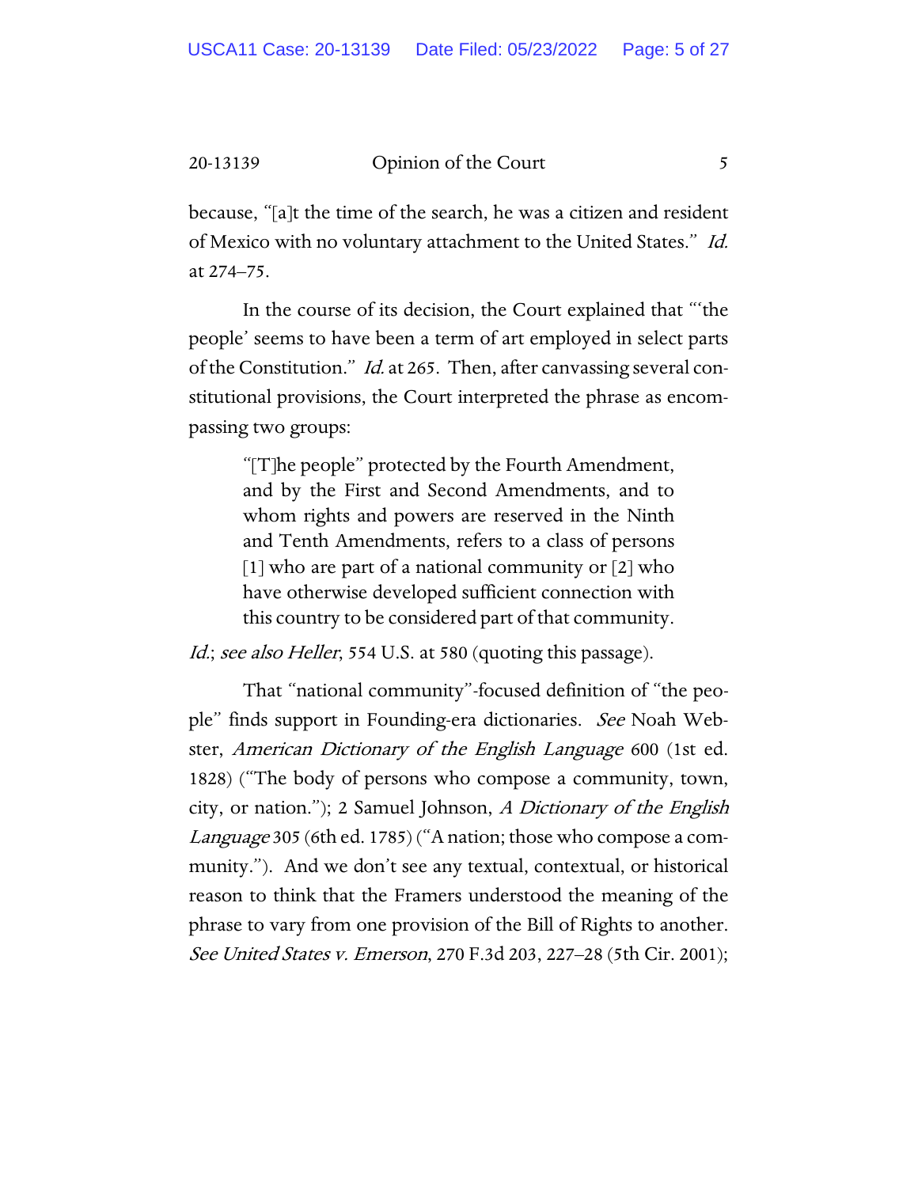because, "[a]t the time of the search, he was a citizen and resident of Mexico with no voluntary attachment to the United States." *Id.* at 274–75.

In the course of its decision, the Court explained that "'the people' seems to have been a term of art employed in select parts of the Constitution." *Id.* at 265. Then, after canvassing several constitutional provisions, the Court interpreted the phrase as encompassing two groups:

> "[T]he people" protected by the Fourth Amendment, and by the First and Second Amendments, and to whom rights and powers are reserved in the Ninth and Tenth Amendments, refers to a class of persons [1] who are part of a national community or [2] who have otherwise developed sufficient connection with this country to be considered part of that community.

*Id.*; *see also Heller*, 554 U.S. at 580 (quoting this passage).

That "national community"-focused definition of "the people" finds support in Founding-era dictionaries. *See* Noah Webster, *American Dictionary of the English Language* 600 (1st ed. 1828) ("The body of persons who compose a community, town, city, or nation."); 2 Samuel Johnson, *A Dictionary of the English Language* 305 (6th ed. 1785) ("A nation; those who compose a community."). And we don't see any textual, contextual, or historical reason to think that the Framers understood the meaning of the phrase to vary from one provision of the Bill of Rights to another. *See United States v. Emerson*, 270 F.3d 203, 227–28 (5th Cir. 2001);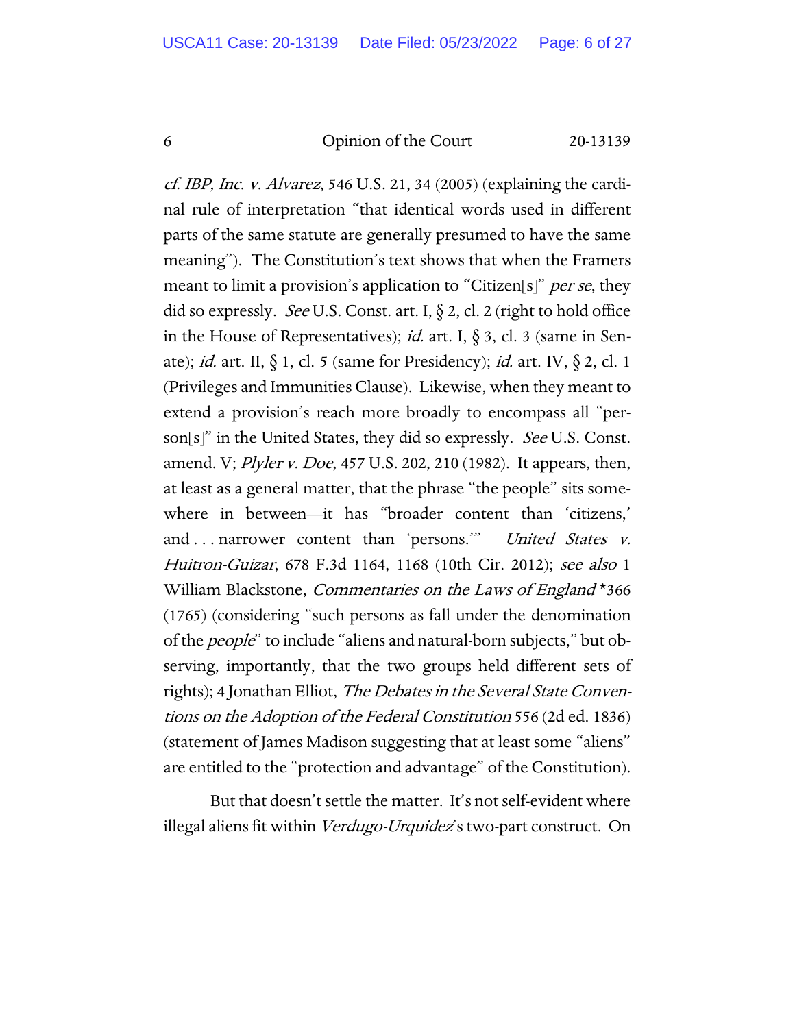*cf. IBP, Inc. v. Alvarez*, 546 U.S. 21, 34 (2005) (explaining the cardinal rule of interpretation "that identical words used in different parts of the same statute are generally presumed to have the same meaning"). The Constitution's text shows that when the Framers meant to limit a provision's application to "Citizen[s]" *per se*, they did so expressly. *See* U.S. Const. art. I, § 2, cl. 2 (right to hold office in the House of Representatives); *id.* art. I, § 3, cl. 3 (same in Senate); *id.* art. II, § 1, cl. 5 (same for Presidency); *id.* art. IV, § 2, cl. 1 (Privileges and Immunities Clause). Likewise, when they meant to extend a provision's reach more broadly to encompass all "person[s]" in the United States, they did so expressly. *See* U.S. Const. amend. V; *Plyler v. Doe*, 457 U.S. 202, 210 (1982). It appears, then, at least as a general matter, that the phrase "the people" sits somewhere in between—it has "broader content than 'citizens,' and . . . narrower content than 'persons.'" *United States v. Huitron-Guizar*, 678 F.3d 1164, 1168 (10th Cir. 2012); *see also* 1 William Blackstone, *Commentaries on the Laws of England* *366 (1765) (considering "such persons as fall under the denomination of the *people*" to include "aliens and natural-born subjects," but observing, importantly, that the two groups held different sets of rights); 4 Jonathan Elliot, *The Debates in the Several State Conventions on the Adoption of the Federal Constitution* 556 (2d ed. 1836) (statement of James Madison suggesting that at least some "aliens" are entitled to the "protection and advantage" of the Constitution).

But that doesn't settle the matter. It's not self-evident where illegal aliens fit within *Verdugo-Urquidez*'s two-part construct. On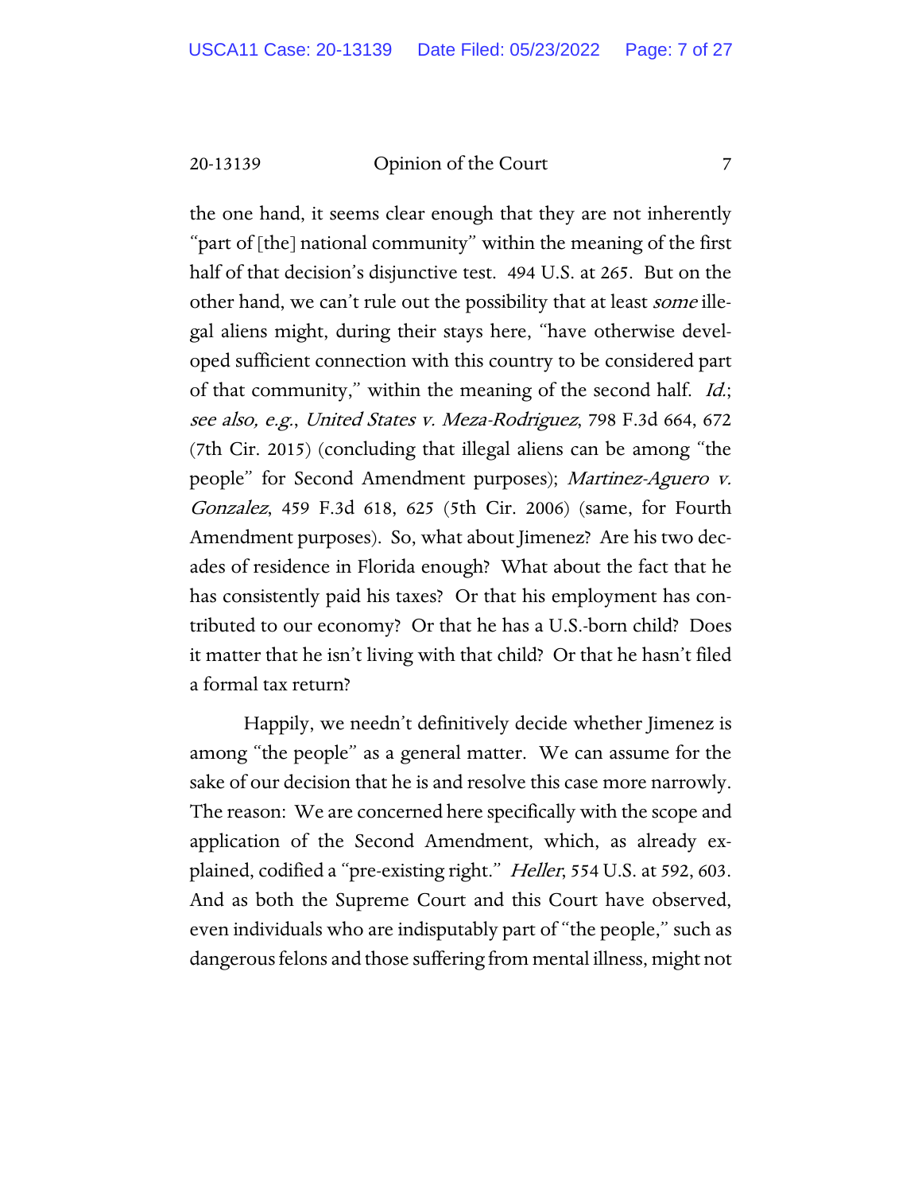the one hand, it seems clear enough that they are not inherently "part of [the] national community" within the meaning of the first half of that decision's disjunctive test. 494 U.S. at 265. But on the other hand, we can't rule out the possibility that at least *some* illegal aliens might, during their stays here, "have otherwise developed sufficient connection with this country to be considered part of that community," within the meaning of the second half. *Id.*; *see also, e.g.*, *United States v. Meza-Rodriguez*, 798 F.3d 664, 672 (7th Cir. 2015) (concluding that illegal aliens can be among "the people" for Second Amendment purposes); *Martinez-Aguero v. Gonzalez*, 459 F.3d 618, 625 (5th Cir. 2006) (same, for Fourth Amendment purposes). So, what about Jimenez? Are his two decades of residence in Florida enough? What about the fact that he has consistently paid his taxes? Or that his employment has contributed to our economy? Or that he has a U.S.-born child? Does it matter that he isn't living with that child? Or that he hasn't filed a formal tax return?

Happily, we needn't definitively decide whether Jimenez is among "the people" as a general matter. We can assume for the sake of our decision that he is and resolve this case more narrowly. The reason: We are concerned here specifically with the scope and application of the Second Amendment, which, as already explained, codified a "pre-existing right." *Heller*, 554 U.S. at 592, 603. And as both the Supreme Court and this Court have observed, even individuals who are indisputably part of "the people," such as dangerous felons and those suffering from mental illness, might not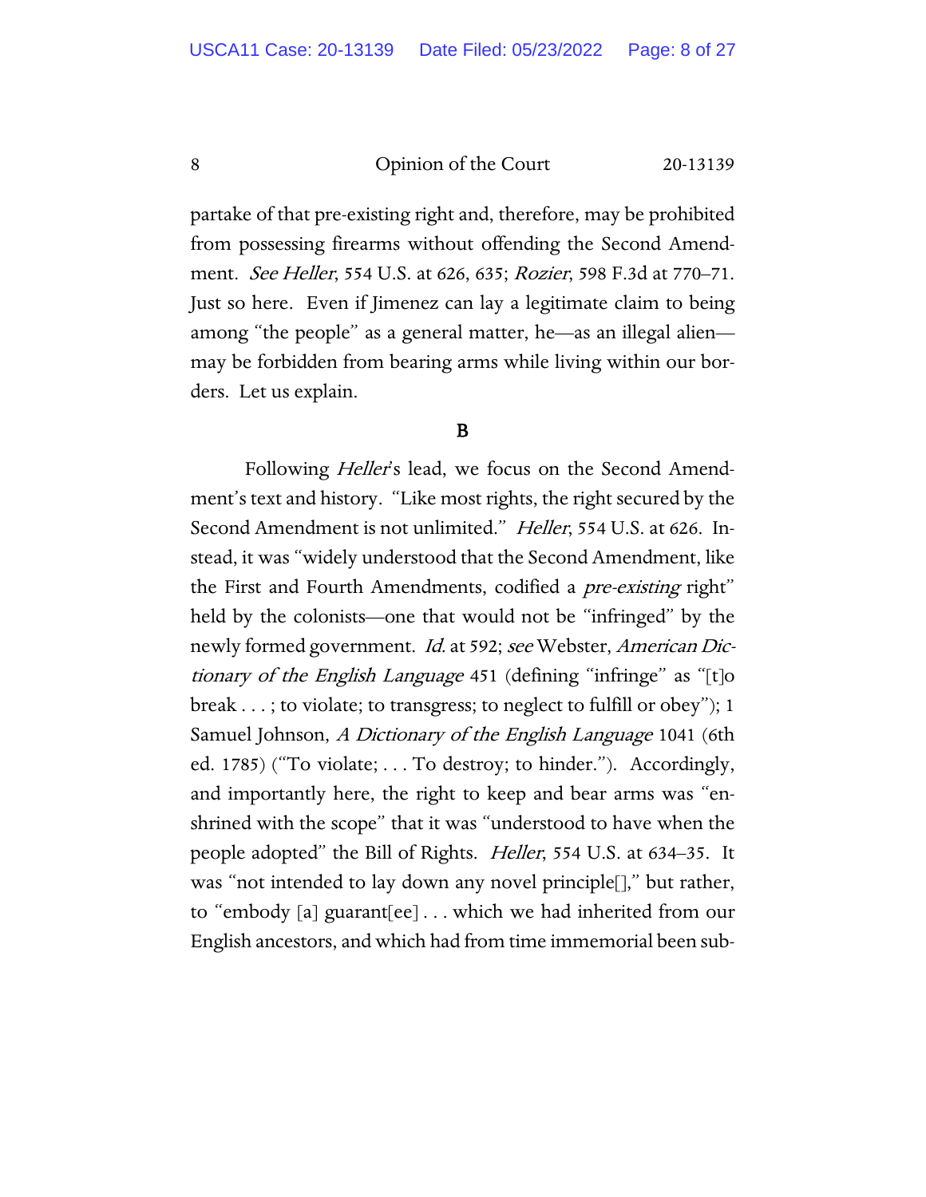partake of that pre-existing right and, therefore, may be prohibited from possessing firearms without offending the Second Amendment. *See Heller*, 554 U.S. at 626, 635; *Rozier*, 598 F.3d at 770–71. Just so here. Even if Jimenez can lay a legitimate claim to being among "the people" as a general matter, he—as an illegal alien—may be forbidden from bearing arms while living within our borders. Let us explain.

## B

Following *Heller*'s lead, we focus on the Second Amendment's text and history. "Like most rights, the right secured by the Second Amendment is not unlimited." *Heller*, 554 U.S. at 626. Instead, it was "widely understood that the Second Amendment, like the First and Fourth Amendments, codified a *pre-existing* right" held by the colonists—one that would not be "infringed" by the newly formed government. *Id.* at 592; *see* Webster, *American Dictionary of the English Language* 451 (defining "infringe" as "[t]o break . . . ; to violate; to transgress; to neglect to fulfill or obey"); 1 Samuel Johnson, *A Dictionary of the English Language* 1041 (6th ed. 1785) ("To violate; . . . To destroy; to hinder."). Accordingly, and importantly here, the right to keep and bear arms was "enshrined with the scope" that it was "understood to have when the people adopted" the Bill of Rights. *Heller*, 554 U.S. at 634–35. It was "not intended to lay down any novel principle[]," but rather, to "embody [a] guarant[ee] . . . which we had inherited from our English ancestors, and which had from time immemorial been sub-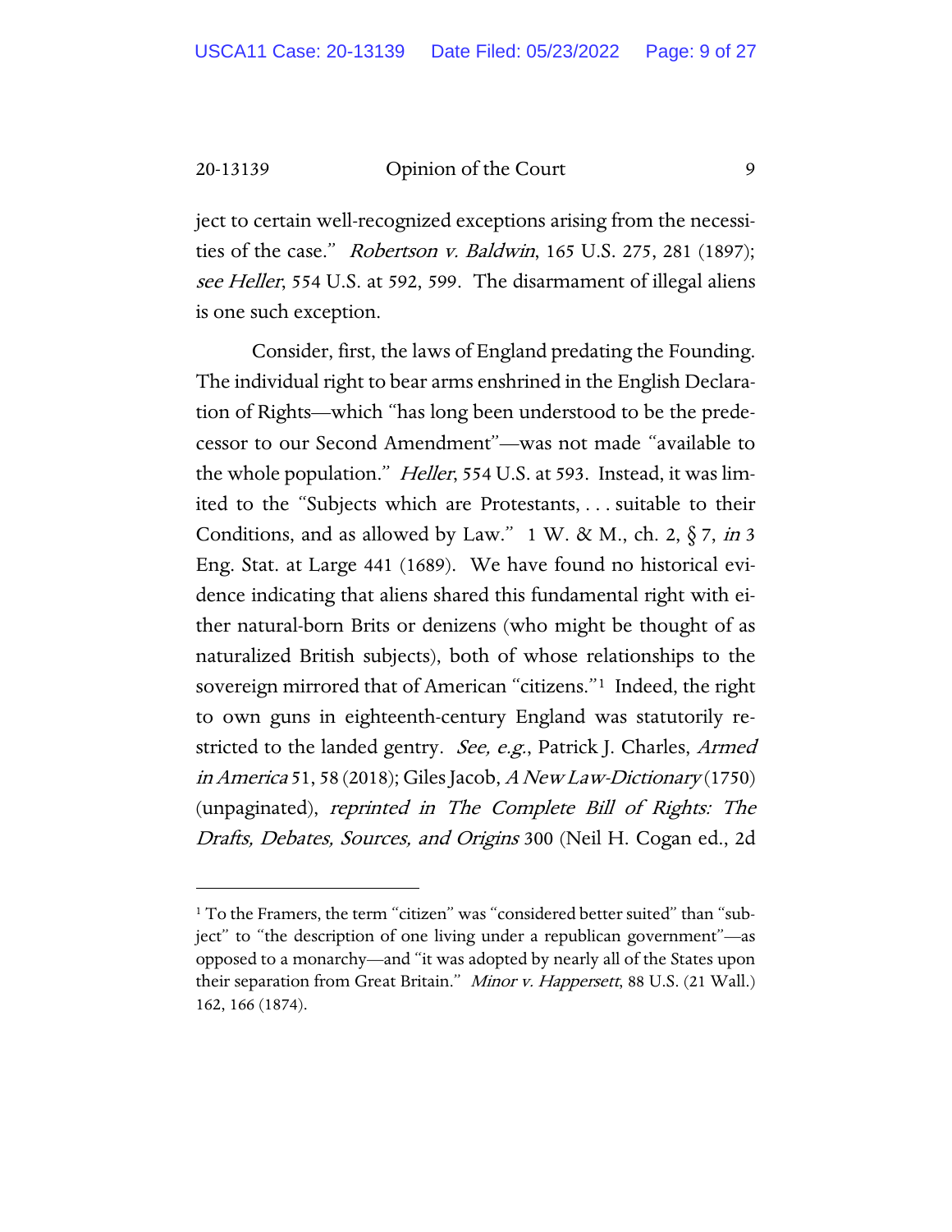ject to certain well-recognized exceptions arising from the necessities of the case." *Robertson v. Baldwin*, 165 U.S. 275, 281 (1897); *see Heller*, 554 U.S. at 592, 599. The disarmament of illegal aliens is one such exception.

Consider, first, the laws of England predating the Founding. The individual right to bear arms enshrined in the English Declaration of Rights—which "has long been understood to be the predecessor to our Second Amendment"—was not made "available to the whole population." *Heller*, 554 U.S. at 593. Instead, it was limited to the "Subjects which are Protestants, . . . suitable to their Conditions, and as allowed by Law." 1 W. & M., ch. 2, § 7, *in* 3 Eng. Stat. at Large 441 (1689). We have found no historical evidence indicating that aliens shared this fundamental right with either natural-born Brits or denizens (who might be thought of as naturalized British subjects), both of whose relationships to the sovereign mirrored that of American "citizens."[1] Indeed, the right to own guns in eighteenth-century England was statutorily restricted to the landed gentry. *See, e.g.*, Patrick J. Charles, *Armed in America* 51, 58 (2018); Giles Jacob, *A New Law-Dictionary* (1750) (unpaginated), *reprinted in The Complete Bill of Rights: The Drafts, Debates, Sources, and Origins* 300 (Neil H. Cogan ed., 2d

[1] To the Framers, the term "citizen" was "considered better suited" than "subject" to "the description of one living under a republican government"—as opposed to a monarchy—and "it was adopted by nearly all of the States upon their separation from Great Britain." *Minor v. Happersett*, 88 U.S. (21 Wall.) 162, 166 (1874).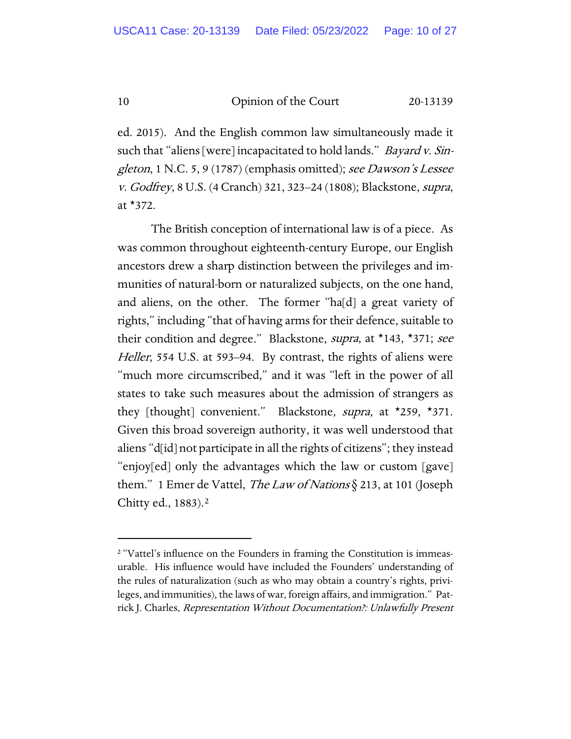ed. 2015). And the English common law simultaneously made it such that "aliens [were] incapacitated to hold lands." *Bayard v. Singleton*, 1 N.C. 5, 9 (1787) (emphasis omitted); *see Dawson's Lessee v. Godfrey*, 8 U.S. (4 Cranch) 321, 323–24 (1808); Blackstone, *supra*, at *372.

The British conception of international law is of a piece. As was common throughout eighteenth-century Europe, our English ancestors drew a sharp distinction between the privileges and immunities of natural-born or naturalized subjects, on the one hand, and aliens, on the other. The former "ha[d] a great variety of rights," including "that of having arms for their defence, suitable to their condition and degree." Blackstone, *supra*, at *143, *371; *see Heller*, 554 U.S. at 593–94. By contrast, the rights of aliens were "much more circumscribed," and it was "left in the power of all states to take such measures about the admission of strangers as they [thought] convenient." Blackstone, *supra*, at *259, *371. Given this broad sovereign authority, it was well understood that aliens "d[id] not participate in all the rights of citizens"; they instead "enjoy[ed] only the advantages which the law or custom [gave] them." 1 Emer de Vattel, *The Law of Nations* § 213, at 101 (Joseph Chitty ed., 1883).[2]

---

[2] "Vattel's influence on the Founders in framing the Constitution is immeasurable. His influence would have included the Founders' understanding of the rules of naturalization (such as who may obtain a country's rights, privileges, and immunities), the laws of war, foreign affairs, and immigration." Patrick J. Charles, *Representation Without Documentation?: Unlawfully Present*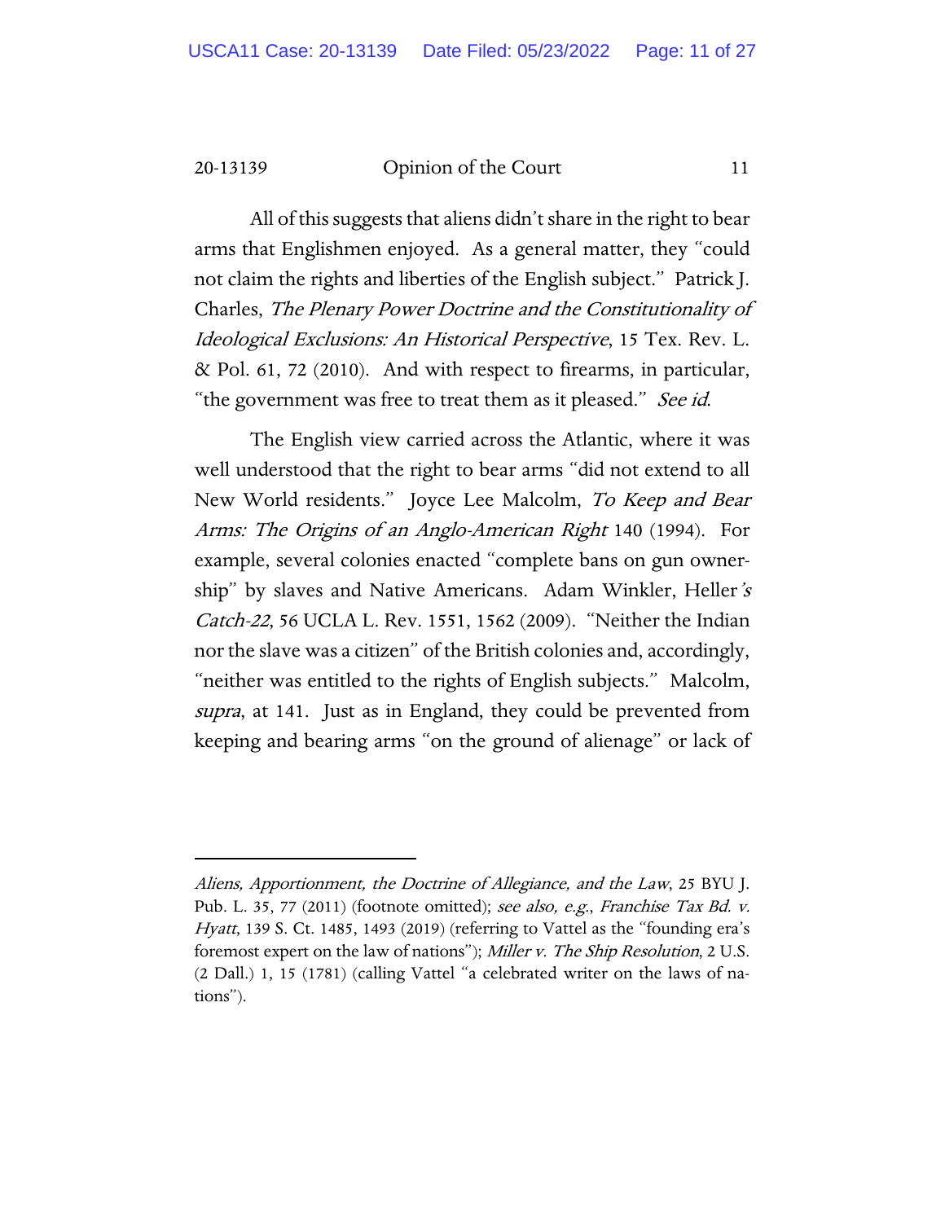All of this suggests that aliens didn't share in the right to bear arms that Englishmen enjoyed. As a general matter, they "could not claim the rights and liberties of the English subject." Patrick J. Charles, *The Plenary Power Doctrine and the Constitutionality of Ideological Exclusions: An Historical Perspective*, 15 Tex. Rev. L. & Pol. 61, 72 (2010). And with respect to firearms, in particular, "the government was free to treat them as it pleased." *See id.*

The English view carried across the Atlantic, where it was well understood that the right to bear arms "did not extend to all New World residents." Joyce Lee Malcolm, *To Keep and Bear Arms: The Origins of an Anglo-American Right* 140 (1994). For example, several colonies enacted "complete bans on gun ownership" by slaves and Native Americans. Adam Winkler, Heller*'s Catch-22*, 56 UCLA L. Rev. 1551, 1562 (2009). "Neither the Indian nor the slave was a citizen" of the British colonies and, accordingly, "neither was entitled to the rights of English subjects." Malcolm, *supra*, at 141. Just as in England, they could be prevented from keeping and bearing arms "on the ground of alienage" or lack of

---

*Aliens, Apportionment, the Doctrine of Allegiance, and the Law*, 25 BYU J. Pub. L. 35, 77 (2011) (footnote omitted); *see also, e.g.*, *Franchise Tax Bd. v. Hyatt*, 139 S. Ct. 1485, 1493 (2019) (referring to Vattel as the "founding era's foremost expert on the law of nations"); *Miller v. The Ship Resolution*, 2 U.S. (2 Dall.) 1, 15 (1781) (calling Vattel "a celebrated writer on the laws of nations").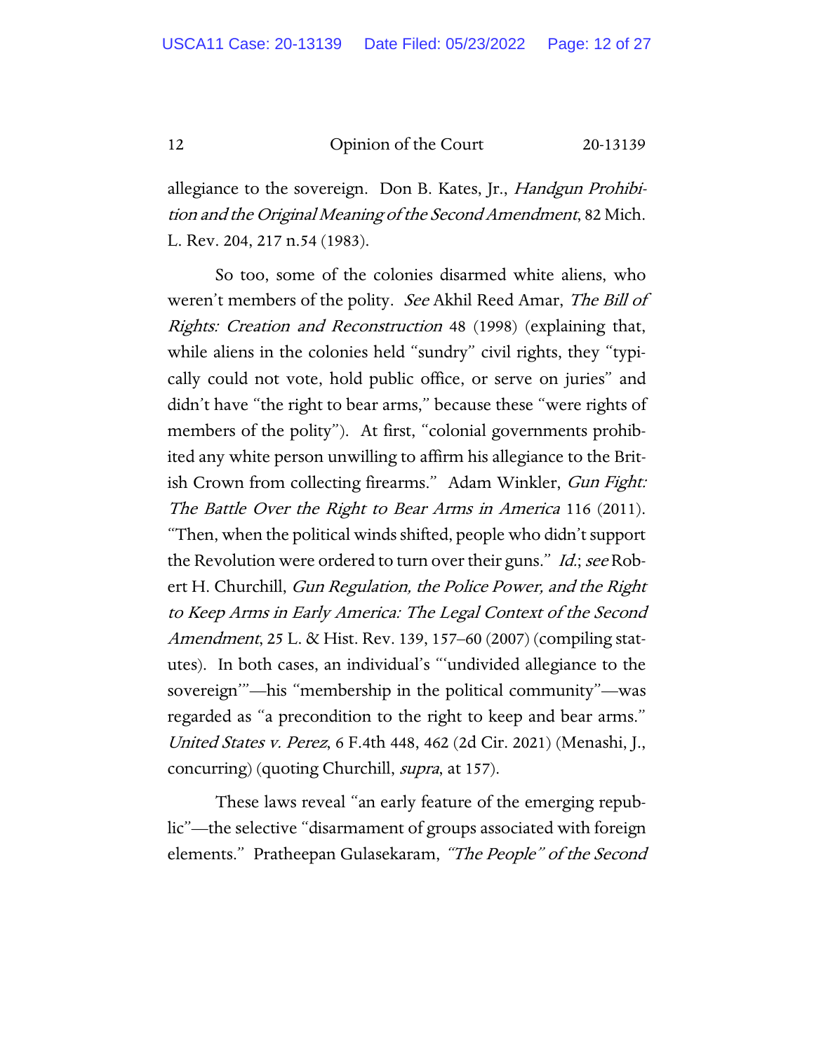allegiance to the sovereign. Don B. Kates, Jr., *Handgun Prohibition and the Original Meaning of the Second Amendment*, 82 Mich. L. Rev. 204, 217 n.54 (1983).

So too, some of the colonies disarmed white aliens, who weren't members of the polity. *See* Akhil Reed Amar, *The Bill of Rights: Creation and Reconstruction* 48 (1998) (explaining that, while aliens in the colonies held "sundry" civil rights, they "typically could not vote, hold public office, or serve on juries" and didn't have "the right to bear arms," because these "were rights of members of the polity"). At first, "colonial governments prohibited any white person unwilling to affirm his allegiance to the British Crown from collecting firearms." Adam Winkler, *Gun Fight: The Battle Over the Right to Bear Arms in America* 116 (2011). "Then, when the political winds shifted, people who didn't support the Revolution were ordered to turn over their guns." *Id.*; *see* Robert H. Churchill, *Gun Regulation, the Police Power, and the Right to Keep Arms in Early America: The Legal Context of the Second Amendment*, 25 L. & Hist. Rev. 139, 157–60 (2007) (compiling statutes). In both cases, an individual's "'undivided allegiance to the sovereign'"—his "membership in the political community"—was regarded as "a precondition to the right to keep and bear arms." *United States v. Perez*, 6 F.4th 448, 462 (2d Cir. 2021) (Menashi, J., concurring) (quoting Churchill, *supra*, at 157).

These laws reveal "an early feature of the emerging republic"—the selective "disarmament of groups associated with foreign elements." Pratheepan Gulasekaram, *"The People" of the Second*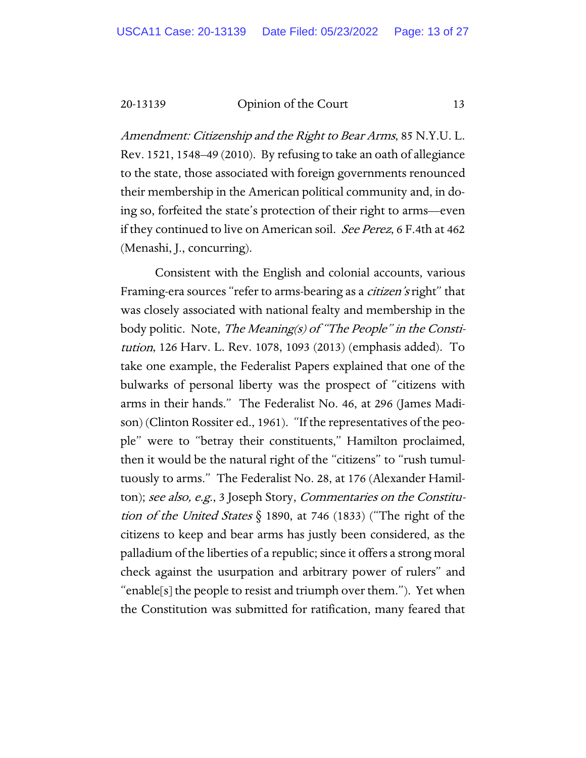*Amendment: Citizenship and the Right to Bear Arms*, 85 N.Y.U. L. Rev. 1521, 1548–49 (2010). By refusing to take an oath of allegiance to the state, those associated with foreign governments renounced their membership in the American political community and, in doing so, forfeited the state's protection of their right to arms—even if they continued to live on American soil. *See Perez*, 6 F.4th at 462 (Menashi, J., concurring).

Consistent with the English and colonial accounts, various Framing-era sources "refer to arms-bearing as a *citizen's* right" that was closely associated with national fealty and membership in the body politic. Note, *The Meaning(s) of "The People" in the Constitution*, 126 Harv. L. Rev. 1078, 1093 (2013) (emphasis added). To take one example, the Federalist Papers explained that one of the bulwarks of personal liberty was the prospect of "citizens with arms in their hands." The Federalist No. 46, at 296 (James Madison) (Clinton Rossiter ed., 1961). "If the representatives of the people" were to "betray their constituents," Hamilton proclaimed, then it would be the natural right of the "citizens" to "rush tumultuously to arms." The Federalist No. 28, at 176 (Alexander Hamilton); *see also, e.g.*, 3 Joseph Story, *Commentaries on the Constitution of the United States* § 1890, at 746 (1833) ("The right of the citizens to keep and bear arms has justly been considered, as the palladium of the liberties of a republic; since it offers a strong moral check against the usurpation and arbitrary power of rulers" and "enable[s] the people to resist and triumph over them."). Yet when the Constitution was submitted for ratification, many feared that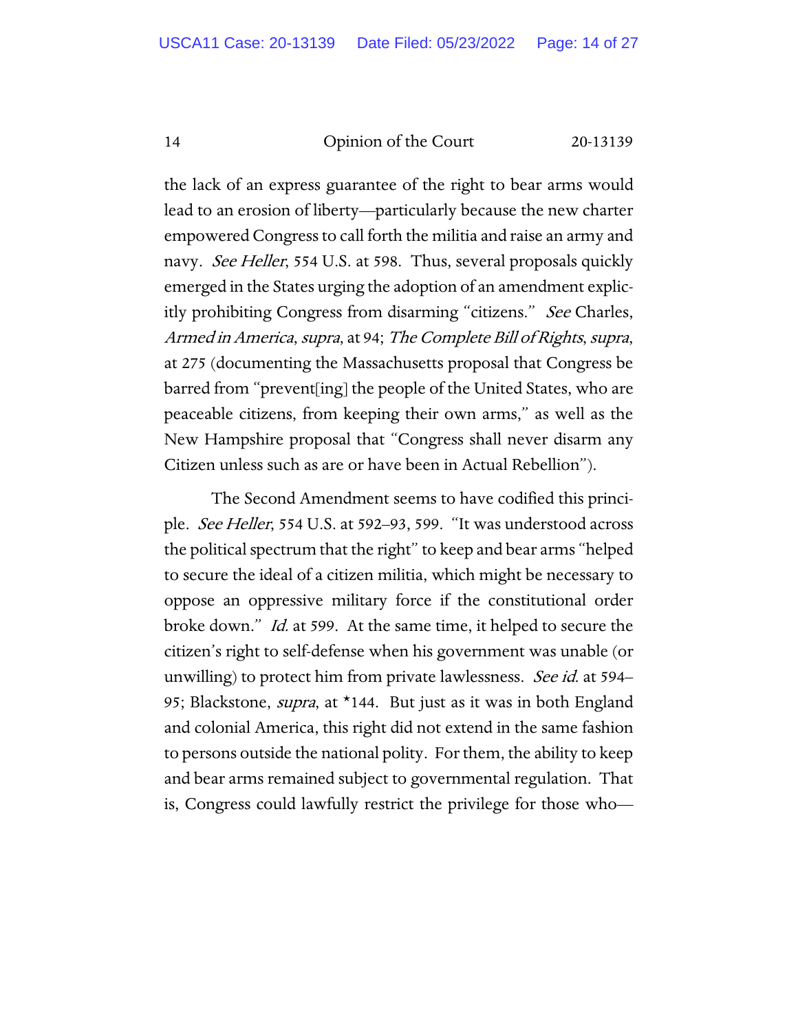the lack of an express guarantee of the right to bear arms would lead to an erosion of liberty—particularly because the new charter empowered Congress to call forth the militia and raise an army and navy. *See Heller*, 554 U.S. at 598. Thus, several proposals quickly emerged in the States urging the adoption of an amendment explicitly prohibiting Congress from disarming "citizens." *See* Charles, *Armed in America*, *supra*, at 94; *The Complete Bill of Rights*, *supra*, at 275 (documenting the Massachusetts proposal that Congress be barred from "prevent[ing] the people of the United States, who are peaceable citizens, from keeping their own arms," as well as the New Hampshire proposal that "Congress shall never disarm any Citizen unless such as are or have been in Actual Rebellion").

The Second Amendment seems to have codified this principle. *See Heller*, 554 U.S. at 592–93, 599. "It was understood across the political spectrum that the right" to keep and bear arms "helped to secure the ideal of a citizen militia, which might be necessary to oppose an oppressive military force if the constitutional order broke down." *Id.* at 599. At the same time, it helped to secure the citizen's right to self-defense when his government was unable (or unwilling) to protect him from private lawlessness. *See id.* at 594–95; Blackstone, *supra*, at *144. But just as it was in both England and colonial America, this right did not extend in the same fashion to persons outside the national polity. For them, the ability to keep and bear arms remained subject to governmental regulation. That is, Congress could lawfully restrict the privilege for those who—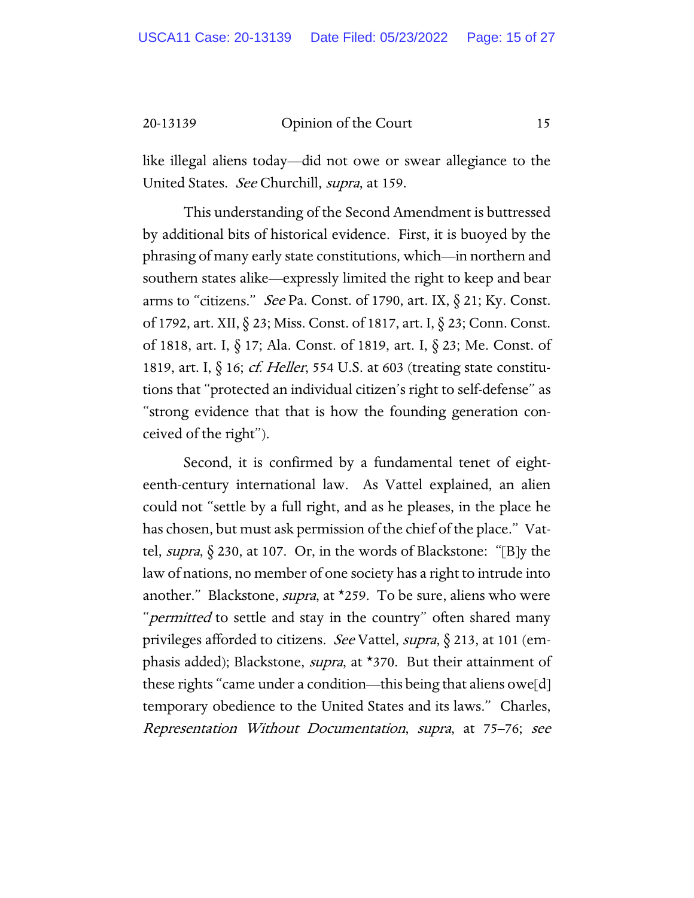like illegal aliens today—did not owe or swear allegiance to the United States. *See* Churchill, *supra*, at 159.

This understanding of the Second Amendment is buttressed by additional bits of historical evidence. First, it is buoyed by the phrasing of many early state constitutions, which—in northern and southern states alike—expressly limited the right to keep and bear arms to "citizens." *See* Pa. Const. of 1790, art. IX, § 21; Ky. Const. of 1792, art. XII, § 23; Miss. Const. of 1817, art. I, § 23; Conn. Const. of 1818, art. I, § 17; Ala. Const. of 1819, art. I, § 23; Me. Const. of 1819, art. I, § 16; *cf. Heller*, 554 U.S. at 603 (treating state constitutions that "protected an individual citizen's right to self-defense" as "strong evidence that that is how the founding generation conceived of the right").

Second, it is confirmed by a fundamental tenet of eighteenth-century international law. As Vattel explained, an alien could not "settle by a full right, and as he pleases, in the place he has chosen, but must ask permission of the chief of the place." Vattel, *supra*, § 230, at 107. Or, in the words of Blackstone: "[B]y the law of nations, no member of one society has a right to intrude into another." Blackstone, *supra*, at *259. To be sure, aliens who were "*permitted* to settle and stay in the country" often shared many privileges afforded to citizens. *See* Vattel, *supra*, § 213, at 101 (emphasis added); Blackstone, *supra*, at *370. But their attainment of these rights "came under a condition—this being that aliens owe[d] temporary obedience to the United States and its laws." Charles, *Representation Without Documentation*, *supra*, at 75–76; *see*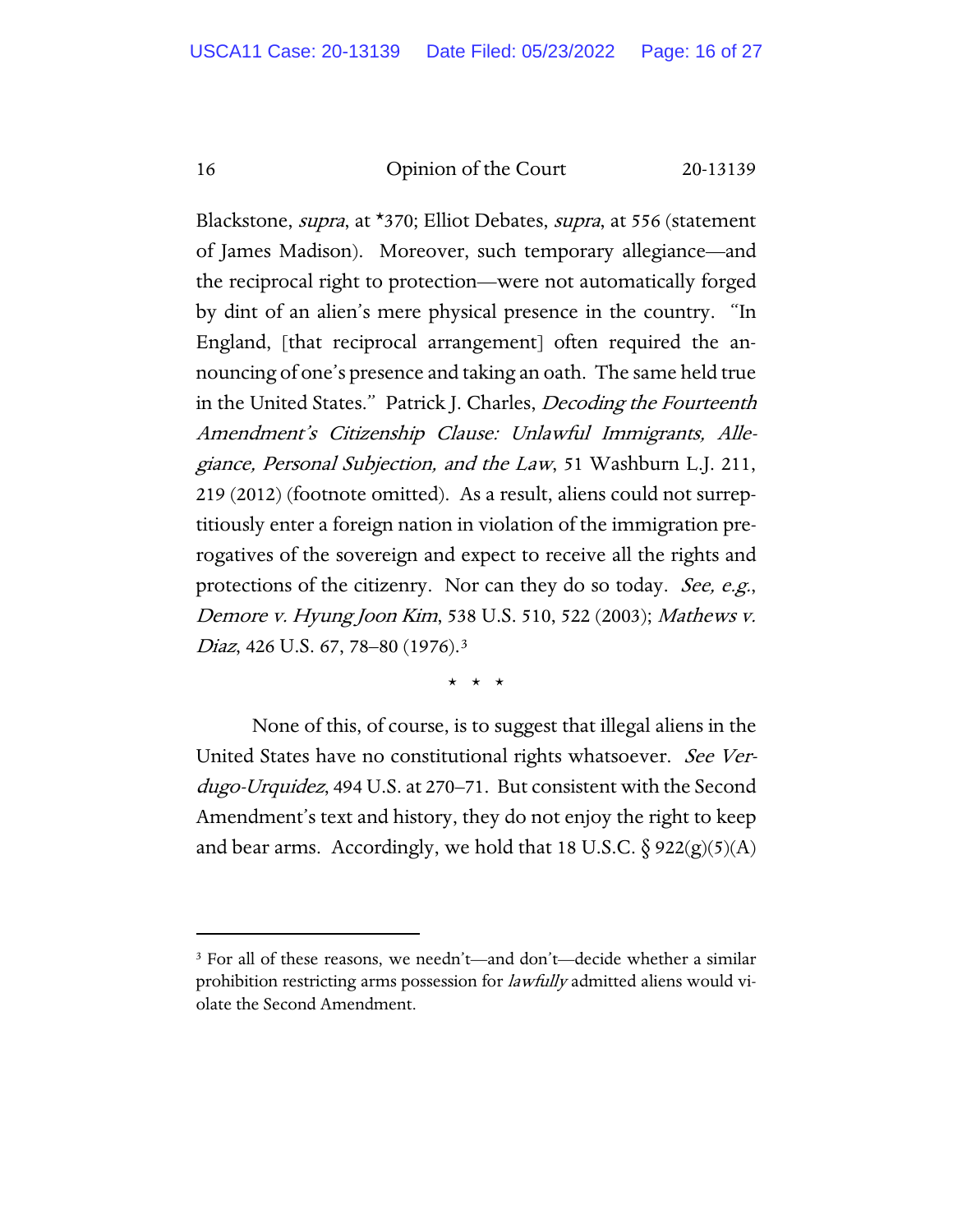Blackstone, *supra*, at *370; Elliot Debates, *supra*, at 556 (statement of James Madison). Moreover, such temporary allegiance—and the reciprocal right to protection—were not automatically forged by dint of an alien's mere physical presence in the country. "In England, [that reciprocal arrangement] often required the announcing of one's presence and taking an oath. The same held true in the United States." Patrick J. Charles, *Decoding the Fourteenth Amendment's Citizenship Clause: Unlawful Immigrants, Allegiance, Personal Subjection, and the Law*, 51 Washburn L.J. 211, 219 (2012) (footnote omitted). As a result, aliens could not surreptitiously enter a foreign nation in violation of the immigration prerogatives of the sovereign and expect to receive all the rights and protections of the citizenry. Nor can they do so today. *See, e.g.*, *Demore v. Hyung Joon Kim*, 538 U.S. 510, 522 (2003); *Mathews v. Diaz*, 426 U.S. 67, 78–80 (1976).[3]

\* \* \*

None of this, of course, is to suggest that illegal aliens in the United States have no constitutional rights whatsoever. *See Verdugo-Urquidez*, 494 U.S. at 270–71. But consistent with the Second Amendment's text and history, they do not enjoy the right to keep and bear arms. Accordingly, we hold that 18 U.S.C. § 922(g)(5)(A)

---

[3] For all of these reasons, we needn't—and don't—decide whether a similar prohibition restricting arms possession for *lawfully* admitted aliens would violate the Second Amendment.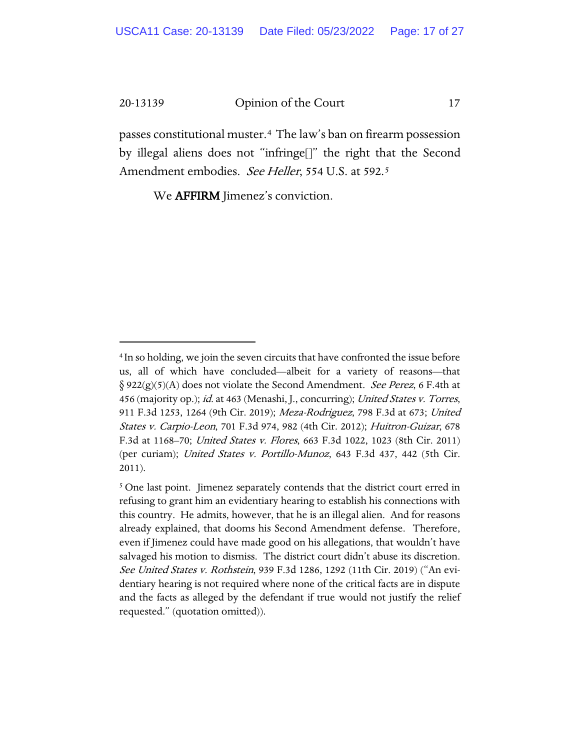passes constitutional muster.[4] The law's ban on firearm possession by illegal aliens does not "infringe[]" the right that the Second Amendment embodies. *See Heller*, 554 U.S. at 592.[5]

We **AFFIRM** Jimenez's conviction.

---

[4] In so holding, we join the seven circuits that have confronted the issue before us, all of which have concluded—albeit for a variety of reasons—that § 922(g)(5)(A) does not violate the Second Amendment. *See Perez*, 6 F.4th at 456 (majority op.); *id.* at 463 (Menashi, J., concurring); *United States v. Torres*, 911 F.3d 1253, 1264 (9th Cir. 2019); *Meza-Rodriguez*, 798 F.3d at 673; *United States v. Carpio-Leon*, 701 F.3d 974, 982 (4th Cir. 2012); *Huitron-Guizar*, 678 F.3d at 1168–70; *United States v. Flores*, 663 F.3d 1022, 1023 (8th Cir. 2011) (per curiam); *United States v. Portillo-Munoz*, 643 F.3d 437, 442 (5th Cir. 2011).

[5] One last point. Jimenez separately contends that the district court erred in refusing to grant him an evidentiary hearing to establish his connections with this country. He admits, however, that he is an illegal alien. And for reasons already explained, that dooms his Second Amendment defense. Therefore, even if Jimenez could have made good on his allegations, that wouldn't have salvaged his motion to dismiss. The district court didn't abuse its discretion. *See United States v. Rothstein*, 939 F.3d 1286, 1292 (11th Cir. 2019) ("An evidentiary hearing is not required where none of the critical facts are in dispute and the facts as alleged by the defendant if true would not justify the relief requested." (quotation omitted)).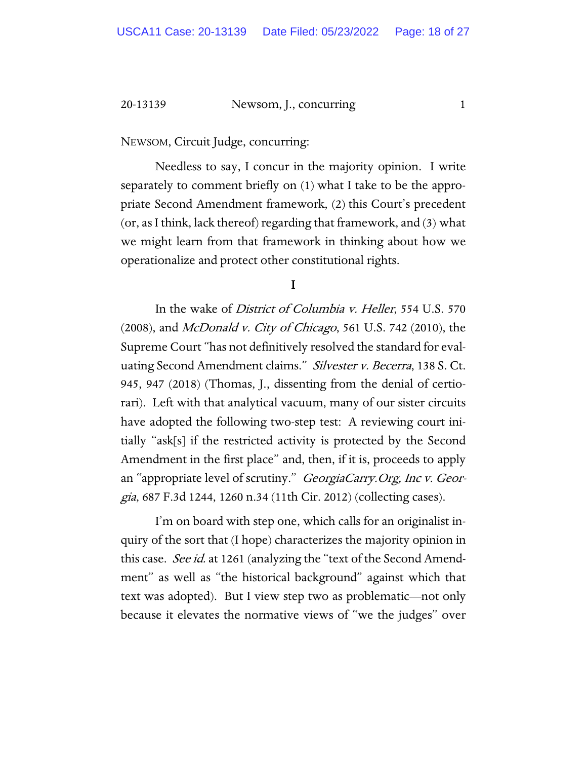NEWSOM, Circuit Judge, concurring:

Needless to say, I concur in the majority opinion. I write separately to comment briefly on (1) what I take to be the appropriate Second Amendment framework, (2) this Court's precedent (or, as I think, lack thereof) regarding that framework, and (3) what we might learn from that framework in thinking about how we operationalize and protect other constitutional rights.

## I

In the wake of *District of Columbia v. Heller*, 554 U.S. 570 (2008), and *McDonald v. City of Chicago*, 561 U.S. 742 (2010), the Supreme Court "has not definitively resolved the standard for evaluating Second Amendment claims." *Silvester v. Becerra*, 138 S. Ct. 945, 947 (2018) (Thomas, J., dissenting from the denial of certiorari). Left with that analytical vacuum, many of our sister circuits have adopted the following two-step test: A reviewing court initially "ask[s] if the restricted activity is protected by the Second Amendment in the first place" and, then, if it is, proceeds to apply an "appropriate level of scrutiny." *GeorgiaCarry.Org, Inc v. Georgia*, 687 F.3d 1244, 1260 n.34 (11th Cir. 2012) (collecting cases).

I'm on board with step one, which calls for an originalist inquiry of the sort that (I hope) characterizes the majority opinion in this case. *See id.* at 1261 (analyzing the "text of the Second Amendment" as well as "the historical background" against which that text was adopted). But I view step two as problematic—not only because it elevates the normative views of "we the judges" over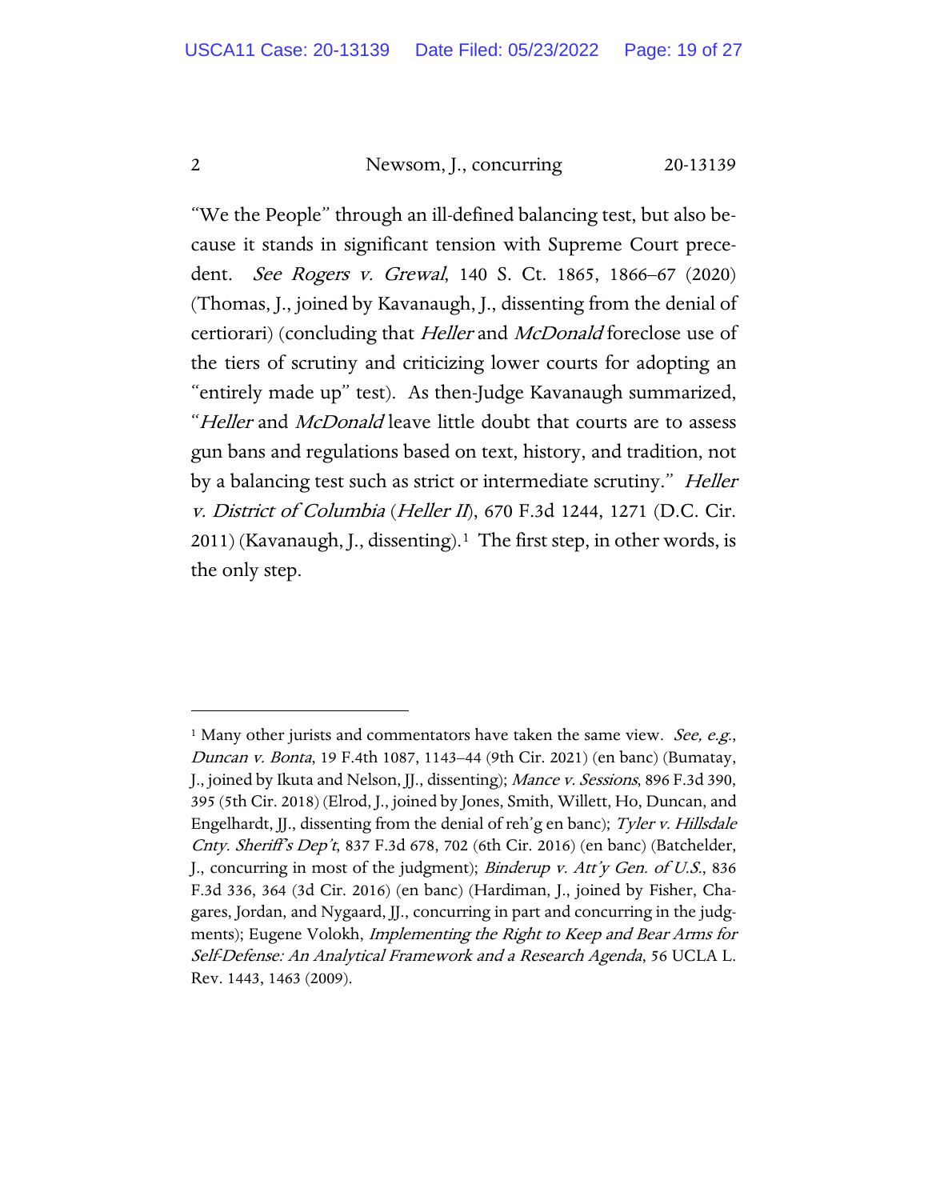"We the People" through an ill-defined balancing test, but also because it stands in significant tension with Supreme Court precedent. *See Rogers v. Grewal*, 140 S. Ct. 1865, 1866–67 (2020) (Thomas, J., joined by Kavanaugh, J., dissenting from the denial of certiorari) (concluding that *Heller* and *McDonald* foreclose use of the tiers of scrutiny and criticizing lower courts for adopting an "entirely made up" test). As then-Judge Kavanaugh summarized, "*Heller* and *McDonald* leave little doubt that courts are to assess gun bans and regulations based on text, history, and tradition, not by a balancing test such as strict or intermediate scrutiny." *Heller v. District of Columbia* (*Heller II*), 670 F.3d 1244, 1271 (D.C. Cir. 2011) (Kavanaugh, J., dissenting).[1] The first step, in other words, is the only step.

---

[1] Many other jurists and commentators have taken the same view. *See, e.g.*, *Duncan v. Bonta*, 19 F.4th 1087, 1143–44 (9th Cir. 2021) (en banc) (Bumatay, J., joined by Ikuta and Nelson, JJ., dissenting); *Mance v. Sessions*, 896 F.3d 390, 395 (5th Cir. 2018) (Elrod, J., joined by Jones, Smith, Willett, Ho, Duncan, and Engelhardt, JJ., dissenting from the denial of reh'g en banc); *Tyler v. Hillsdale Cnty. Sheriff's Dep't*, 837 F.3d 678, 702 (6th Cir. 2016) (en banc) (Batchelder, J., concurring in most of the judgment); *Binderup v. Att'y Gen. of U.S.*, 836 F.3d 336, 364 (3d Cir. 2016) (en banc) (Hardiman, J., joined by Fisher, Chagares, Jordan, and Nygaard, JJ., concurring in part and concurring in the judgments); Eugene Volokh, *Implementing the Right to Keep and Bear Arms for Self-Defense: An Analytical Framework and a Research Agenda*, 56 UCLA L. Rev. 1443, 1463 (2009).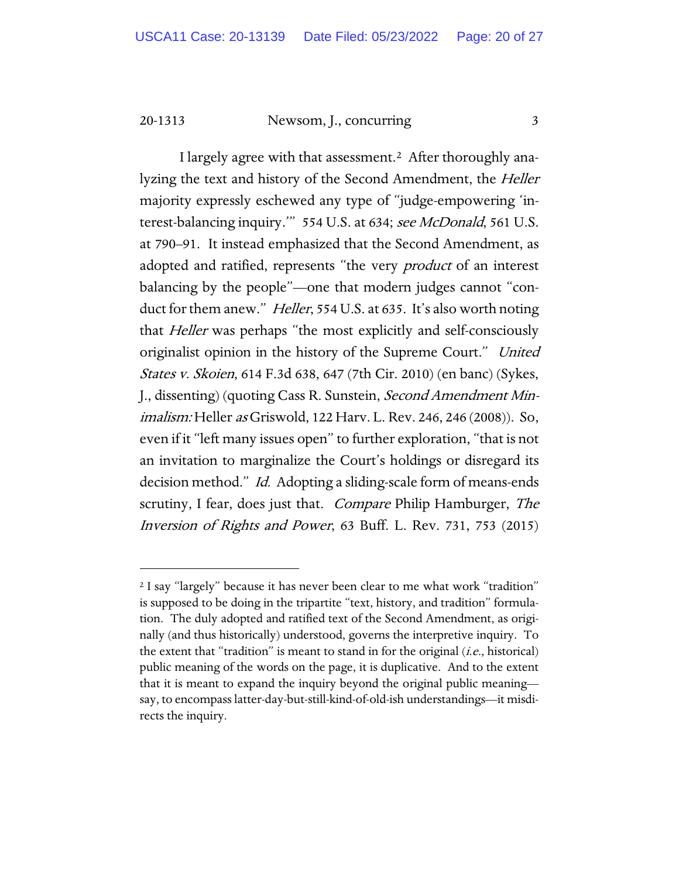I largely agree with that assessment.[2] After thoroughly analyzing the text and history of the Second Amendment, the *Heller* majority expressly eschewed any type of "judge-empowering 'interest-balancing inquiry.'" 554 U.S. at 634; *see McDonald*, 561 U.S. at 790–91. It instead emphasized that the Second Amendment, as adopted and ratified, represents "the very *product* of an interest balancing by the people"—one that modern judges cannot "conduct for them anew." *Heller*, 554 U.S. at 635. It's also worth noting that *Heller* was perhaps "the most explicitly and self-consciously originalist opinion in the history of the Supreme Court." *United States v. Skoien*, 614 F.3d 638, 647 (7th Cir. 2010) (en banc) (Sykes, J., dissenting) (quoting Cass R. Sunstein, *Second Amendment Minimalism:* Heller *as* Griswold, 122 Harv. L. Rev. 246, 246 (2008)). So, even if it "left many issues open" to further exploration, "that is not an invitation to marginalize the Court's holdings or disregard its decision method." *Id.* Adopting a sliding-scale form of means-ends scrutiny, I fear, does just that. *Compare* Philip Hamburger, *The Inversion of Rights and Power*, 63 Buff. L. Rev. 731, 753 (2015)

---

[2] I say "largely" because it has never been clear to me what work "tradition" is supposed to be doing in the tripartite "text, history, and tradition" formulation. The duly adopted and ratified text of the Second Amendment, as originally (and thus historically) understood, governs the interpretive inquiry. To the extent that "tradition" is meant to stand in for the original (*i.e.*, historical) public meaning of the words on the page, it is duplicative. And to the extent that it is meant to expand the inquiry beyond the original public meaning—say, to encompass latter-day-but-still-kind-of-old-ish understandings—it misdirects the inquiry.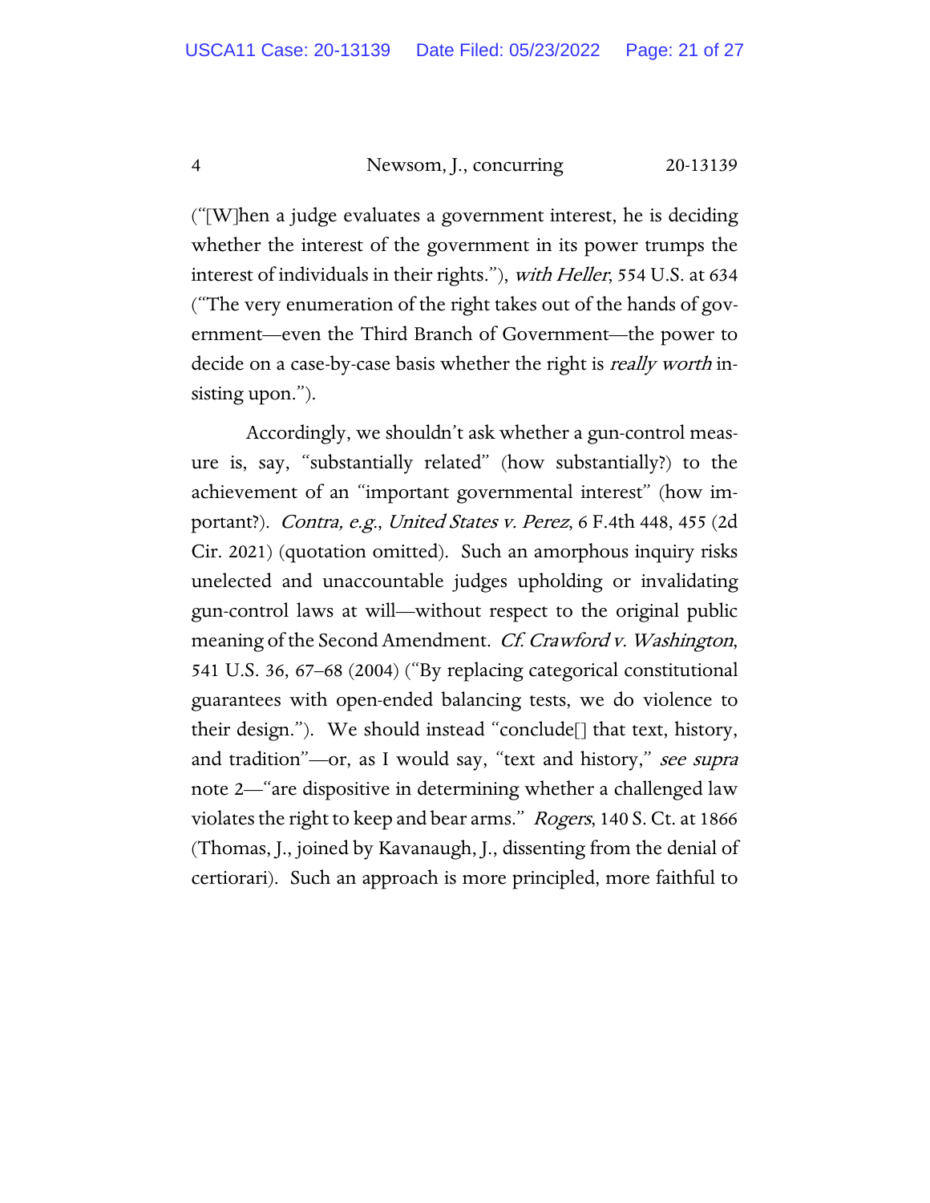("[W]hen a judge evaluates a government interest, he is deciding whether the interest of the government in its power trumps the interest of individuals in their rights."), *with Heller*, 554 U.S. at 634 ("The very enumeration of the right takes out of the hands of government—even the Third Branch of Government—the power to decide on a case-by-case basis whether the right is *really worth* insisting upon.").

Accordingly, we shouldn't ask whether a gun-control measure is, say, "substantially related" (how substantially?) to the achievement of an "important governmental interest" (how important?). *Contra, e.g.*, *United States v. Perez*, 6 F.4th 448, 455 (2d Cir. 2021) (quotation omitted). Such an amorphous inquiry risks unelected and unaccountable judges upholding or invalidating gun-control laws at will—without respect to the original public meaning of the Second Amendment. *Cf. Crawford v. Washington*, 541 U.S. 36, 67–68 (2004) ("By replacing categorical constitutional guarantees with open-ended balancing tests, we do violence to their design."). We should instead "conclude[] that text, history, and tradition"—or, as I would say, "text and history," *see supra* note 2—"are dispositive in determining whether a challenged law violates the right to keep and bear arms." *Rogers*, 140 S. Ct. at 1866 (Thomas, J., joined by Kavanaugh, J., dissenting from the denial of certiorari). Such an approach is more principled, more faithful to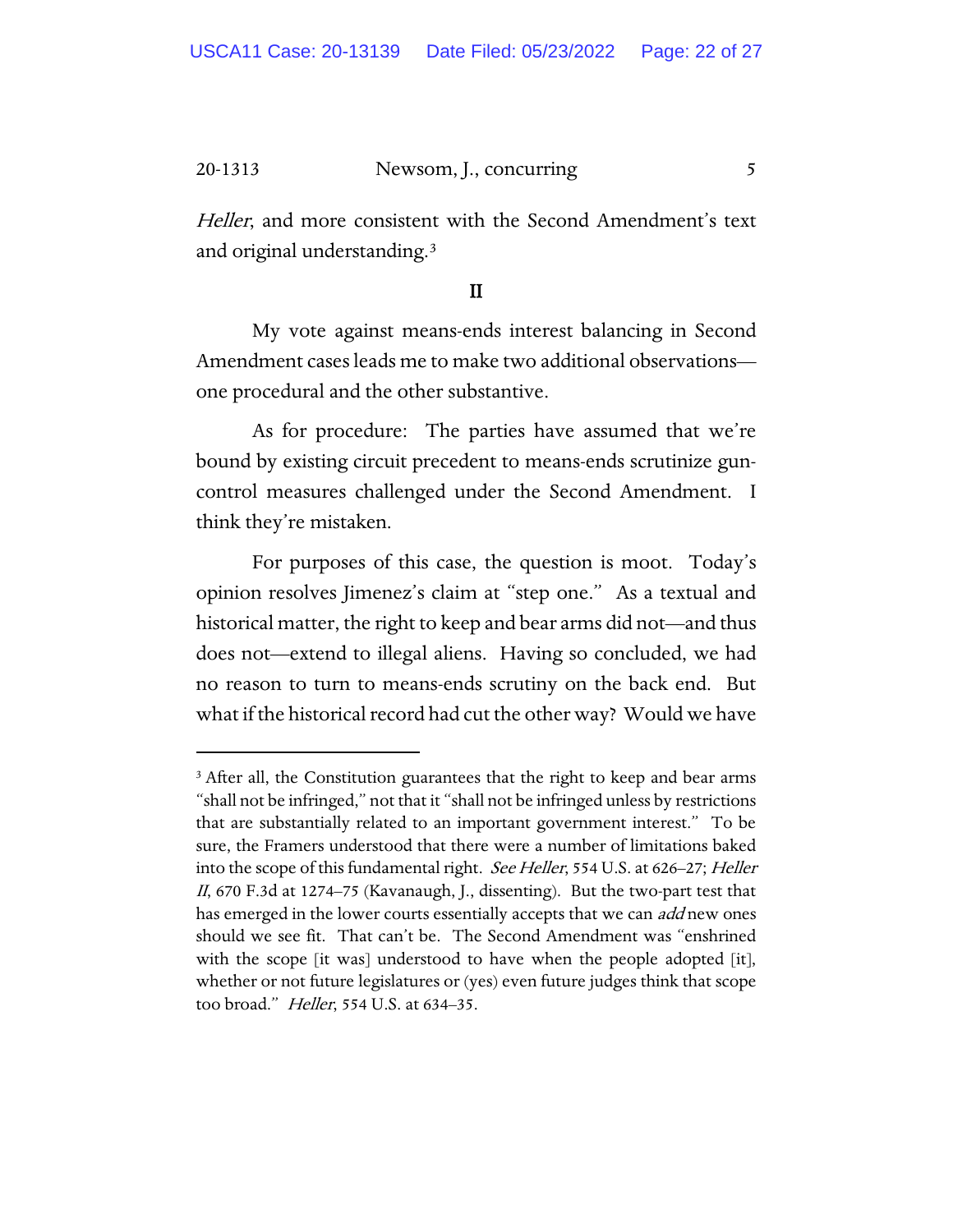*Heller*, and more consistent with the Second Amendment's text and original understanding.[3]

## II

My vote against means-ends interest balancing in Second Amendment cases leads me to make two additional observations—one procedural and the other substantive.

As for procedure: The parties have assumed that we're bound by existing circuit precedent to means-ends scrutinize gun-control measures challenged under the Second Amendment. I think they're mistaken.

For purposes of this case, the question is moot. Today's opinion resolves Jimenez's claim at "step one." As a textual and historical matter, the right to keep and bear arms did not—and thus does not—extend to illegal aliens. Having so concluded, we had no reason to turn to means-ends scrutiny on the back end. But what if the historical record had cut the other way? Would we have

---

[3] After all, the Constitution guarantees that the right to keep and bear arms "shall not be infringed," not that it "shall not be infringed unless by restrictions that are substantially related to an important government interest." To be sure, the Framers understood that there were a number of limitations baked into the scope of this fundamental right. *See Heller*, 554 U.S. at 626–27; *Heller II*, 670 F.3d at 1274–75 (Kavanaugh, J., dissenting). But the two-part test that has emerged in the lower courts essentially accepts that we can *add* new ones should we see fit. That can't be. The Second Amendment was "enshrined with the scope [it was] understood to have when the people adopted [it], whether or not future legislatures or (yes) even future judges think that scope too broad." *Heller*, 554 U.S. at 634–35.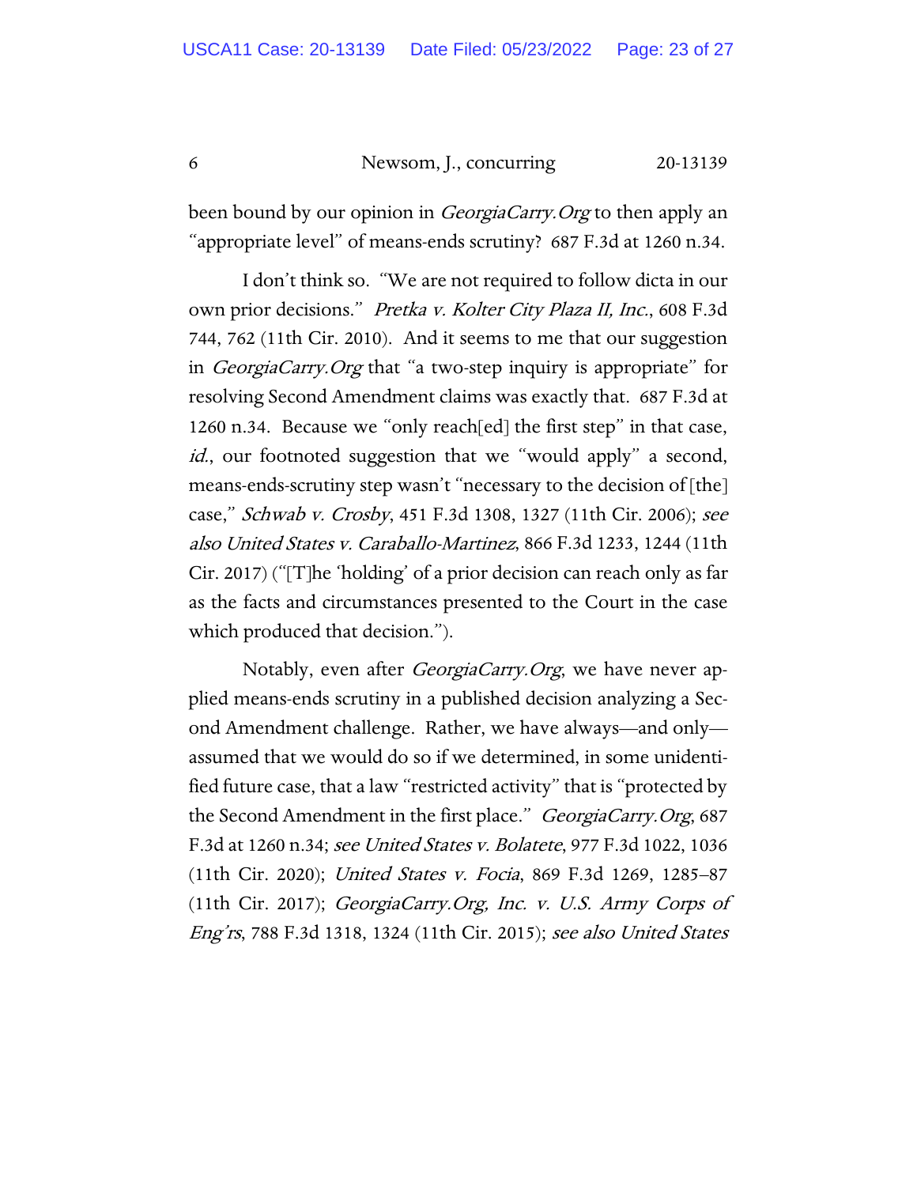been bound by our opinion in *GeorgiaCarry.Org* to then apply an "appropriate level" of means-ends scrutiny? 687 F.3d at 1260 n.34.

I don't think so. "We are not required to follow dicta in our own prior decisions." *Pretka v. Kolter City Plaza II, Inc.*, 608 F.3d 744, 762 (11th Cir. 2010). And it seems to me that our suggestion in *GeorgiaCarry.Org* that "a two-step inquiry is appropriate" for resolving Second Amendment claims was exactly that. 687 F.3d at 1260 n.34. Because we "only reach[ed] the first step" in that case, *id.*, our footnoted suggestion that we "would apply" a second, means-ends-scrutiny step wasn't "necessary to the decision of [the] case," *Schwab v. Crosby*, 451 F.3d 1308, 1327 (11th Cir. 2006); *see also United States v. Caraballo-Martinez*, 866 F.3d 1233, 1244 (11th Cir. 2017) ("[T]he 'holding' of a prior decision can reach only as far as the facts and circumstances presented to the Court in the case which produced that decision.").

Notably, even after *GeorgiaCarry.Org*, we have never applied means-ends scrutiny in a published decision analyzing a Second Amendment challenge. Rather, we have always—and only—assumed that we would do so if we determined, in some unidentified future case, that a law "restricted activity" that is "protected by the Second Amendment in the first place." *GeorgiaCarry.Org*, 687 F.3d at 1260 n.34; *see United States v. Bolatete*, 977 F.3d 1022, 1036 (11th Cir. 2020); *United States v. Focia*, 869 F.3d 1269, 1285–87 (11th Cir. 2017); *GeorgiaCarry.Org, Inc. v. U.S. Army Corps of Eng'rs*, 788 F.3d 1318, 1324 (11th Cir. 2015); *see also United States*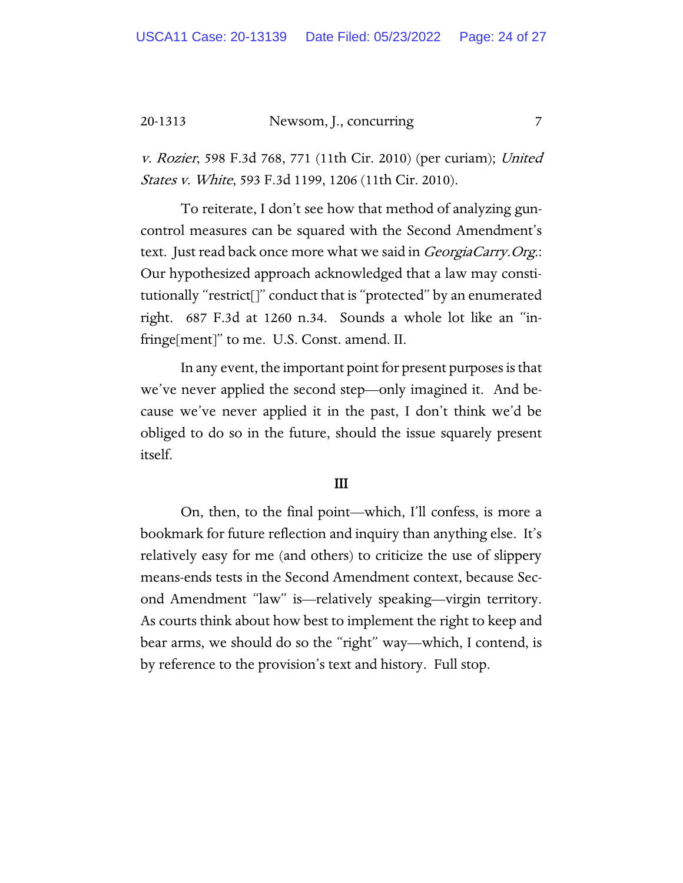*v. Rozier*, 598 F.3d 768, 771 (11th Cir. 2010) (per curiam); *United States v. White*, 593 F.3d 1199, 1206 (11th Cir. 2010).

To reiterate, I don't see how that method of analyzing gun-control measures can be squared with the Second Amendment's text. Just read back once more what we said in *GeorgiaCarry.Org.*: Our hypothesized approach acknowledged that a law may constitutionally "restrict[]" conduct that is "protected" by an enumerated right. 687 F.3d at 1260 n.34. Sounds a whole lot like an "infringe[ment]" to me. U.S. Const. amend. II.

In any event, the important point for present purposes is that we've never applied the second step—only imagined it. And because we've never applied it in the past, I don't think we'd be obliged to do so in the future, should the issue squarely present itself.

## III

On, then, to the final point—which, I'll confess, is more a bookmark for future reflection and inquiry than anything else. It's relatively easy for me (and others) to criticize the use of slippery means-ends tests in the Second Amendment context, because Second Amendment "law" is—relatively speaking—virgin territory. As courts think about how best to implement the right to keep and bear arms, we should do so the "right" way—which, I contend, is by reference to the provision's text and history. Full stop.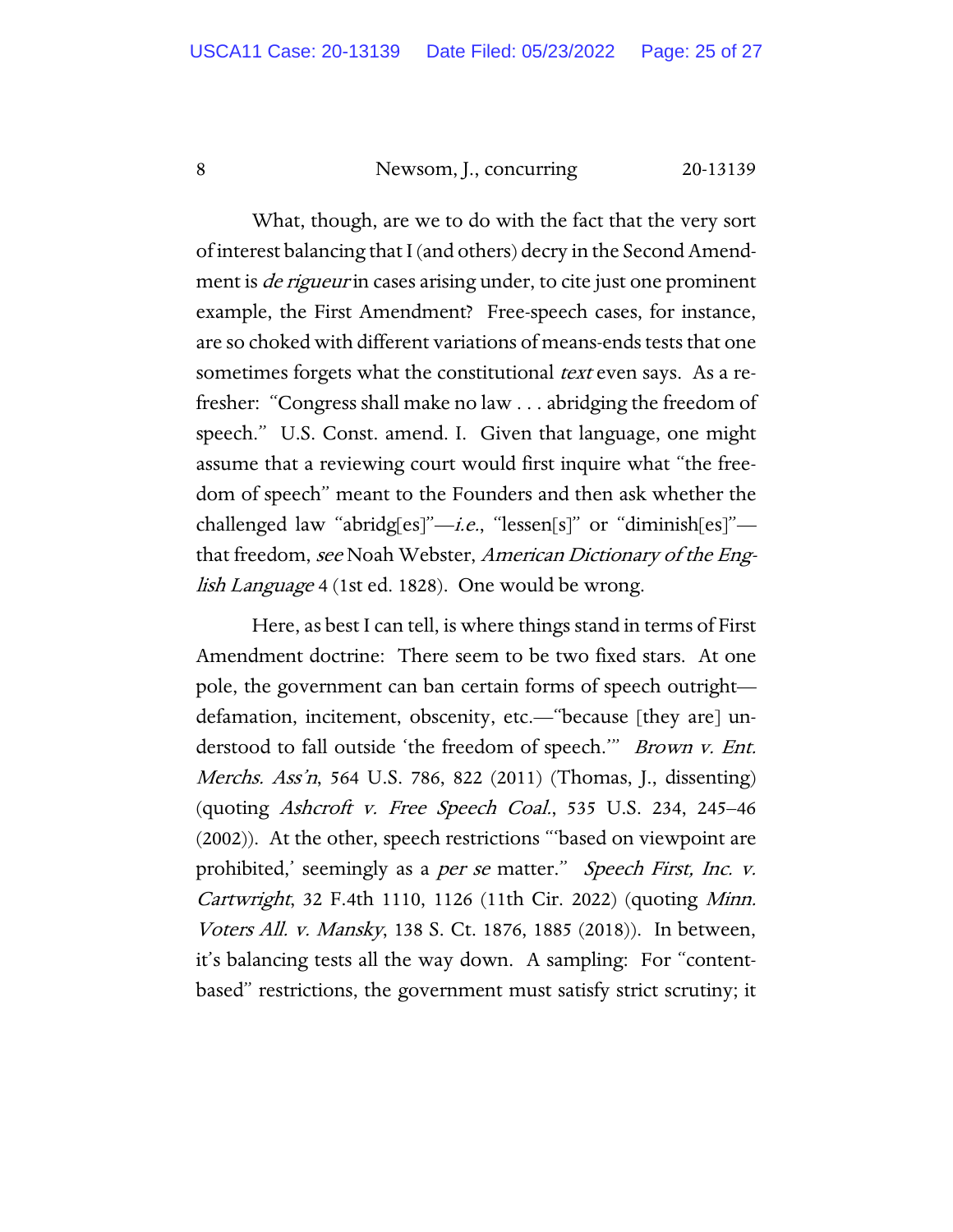What, though, are we to do with the fact that the very sort of interest balancing that I (and others) decry in the Second Amendment is *de rigueur* in cases arising under, to cite just one prominent example, the First Amendment? Free-speech cases, for instance, are so choked with different variations of means-ends tests that one sometimes forgets what the constitutional *text* even says. As a refresher: "Congress shall make no law . . . abridging the freedom of speech." U.S. Const. amend. I. Given that language, one might assume that a reviewing court would first inquire what "the freedom of speech" meant to the Founders and then ask whether the challenged law "abridg[es]"—*i.e.*, "lessen[s]" or "diminish[es]"—that freedom, *see* Noah Webster, *American Dictionary of the English Language* 4 (1st ed. 1828). One would be wrong.

Here, as best I can tell, is where things stand in terms of First Amendment doctrine: There seem to be two fixed stars. At one pole, the government can ban certain forms of speech outright—defamation, incitement, obscenity, etc.—"because [they are] understood to fall outside 'the freedom of speech.'" *Brown v. Ent. Merchs. Ass'n*, 564 U.S. 786, 822 (2011) (Thomas, J., dissenting) (quoting *Ashcroft v. Free Speech Coal.*, 535 U.S. 234, 245–46 (2002)). At the other, speech restrictions "'based on viewpoint are prohibited,' seemingly as a *per se* matter." *Speech First, Inc. v. Cartwright*, 32 F.4th 1110, 1126 (11th Cir. 2022) (quoting *Minn. Voters All. v. Mansky*, 138 S. Ct. 1876, 1885 (2018)). In between, it's balancing tests all the way down. A sampling: For "content-based" restrictions, the government must satisfy strict scrutiny; it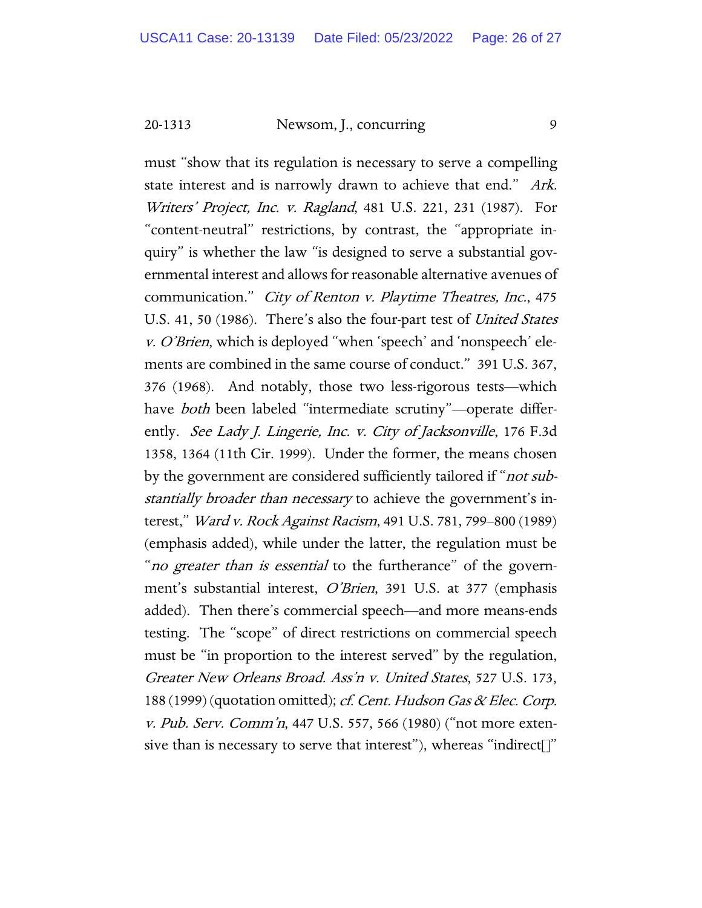must "show that its regulation is necessary to serve a compelling state interest and is narrowly drawn to achieve that end." *Ark. Writers' Project, Inc. v. Ragland*, 481 U.S. 221, 231 (1987). For "content-neutral" restrictions, by contrast, the "appropriate inquiry" is whether the law "is designed to serve a substantial governmental interest and allows for reasonable alternative avenues of communication." *City of Renton v. Playtime Theatres, Inc.*, 475 U.S. 41, 50 (1986). There's also the four-part test of *United States v. O'Brien*, which is deployed "when 'speech' and 'nonspeech' elements are combined in the same course of conduct." 391 U.S. 367, 376 (1968). And notably, those two less-rigorous tests—which have *both* been labeled "intermediate scrutiny"—operate differently. *See Lady J. Lingerie, Inc. v. City of Jacksonville*, 176 F.3d 1358, 1364 (11th Cir. 1999). Under the former, the means chosen by the government are considered sufficiently tailored if "*not substantially broader than necessary* to achieve the government's interest," *Ward v. Rock Against Racism*, 491 U.S. 781, 799–800 (1989) (emphasis added), while under the latter, the regulation must be "*no greater than is essential* to the furtherance" of the government's substantial interest, *O'Brien*, 391 U.S. at 377 (emphasis added). Then there's commercial speech—and more means-ends testing. The "scope" of direct restrictions on commercial speech must be "in proportion to the interest served" by the regulation, *Greater New Orleans Broad. Ass'n v. United States*, 527 U.S. 173, 188 (1999) (quotation omitted); *cf. Cent. Hudson Gas & Elec. Corp. v. Pub. Serv. Comm'n*, 447 U.S. 557, 566 (1980) ("not more extensive than is necessary to serve that interest"), whereas "indirect[]"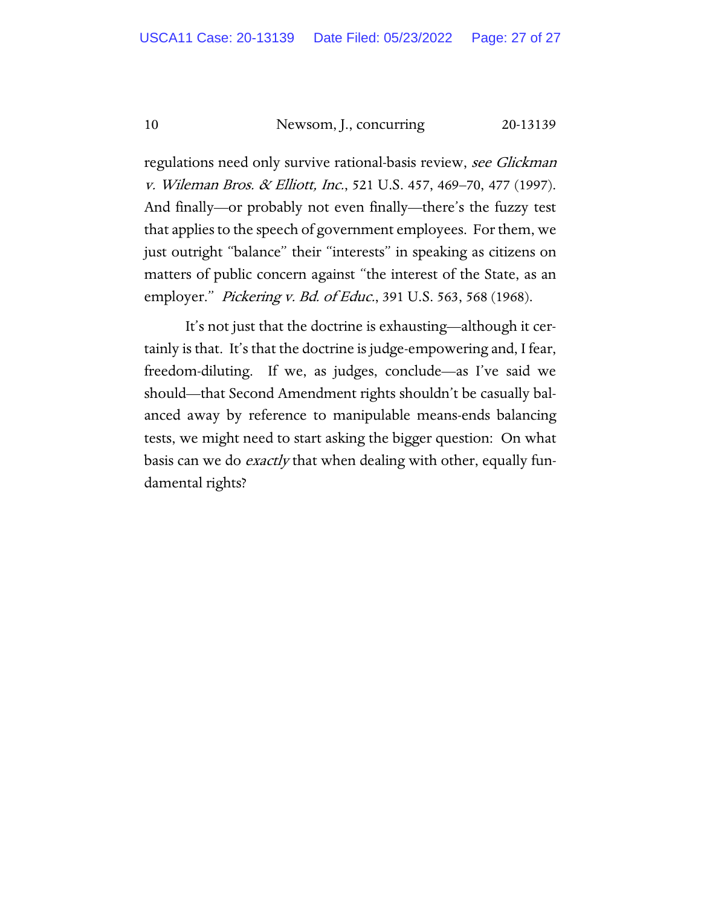regulations need only survive rational-basis review, *see Glickman v. Wileman Bros. & Elliott, Inc.*, 521 U.S. 457, 469–70, 477 (1997). And finally—or probably not even finally—there's the fuzzy test that applies to the speech of government employees. For them, we just outright "balance" their "interests" in speaking as citizens on matters of public concern against "the interest of the State, as an employer." *Pickering v. Bd. of Educ.*, 391 U.S. 563, 568 (1968).

It's not just that the doctrine is exhausting—although it certainly is that. It's that the doctrine is judge-empowering and, I fear, freedom-diluting. If we, as judges, conclude—as I've said we should—that Second Amendment rights shouldn't be casually balanced away by reference to manipulable means-ends balancing tests, we might need to start asking the bigger question: On what basis can we do *exactly* that when dealing with other, equally fundamental rights?